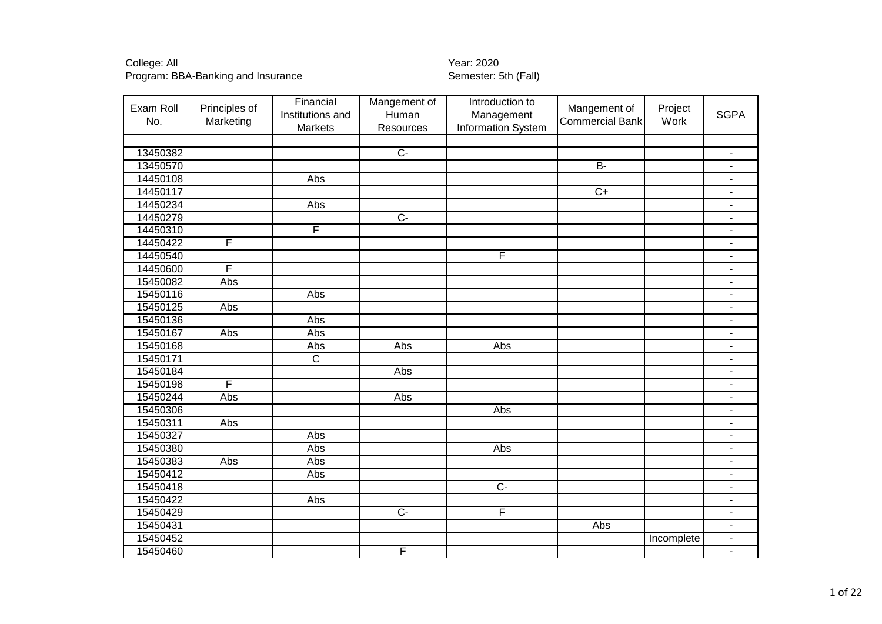College: All
Program: BBA-Banking and Insurance

Year: 2020
Semester: 5th (Fall)

| Exam Roll No. | Principles of Marketing | Financial Institutions and Markets | Mangement of Human Resources | Introduction to Management Information System | Mangement of Commercial Bank | Project Work | SGPA |
|---|---|---|---|---|---|---|---|
| | | | | | | | |
| 13450382 | | | C- | | | | - |
| 13450570 | | | | | B- | | - |
| 14450108 | | Abs | | | | | - |
| 14450117 | | | | | C+ | | - |
| 14450234 | | Abs | | | | | - |
| 14450279 | | | C- | | | | - |
| 14450310 | | F | | | | | - |
| 14450422 | F | | | | | | - |
| 14450540 | | | | F | | | - |
| 14450600 | F | | | | | | - |
| 15450082 | Abs | | | | | | - |
| 15450116 | | Abs | | | | | - |
| 15450125 | Abs | | | | | | - |
| 15450136 | | Abs | | | | | - |
| 15450167 | Abs | Abs | | | | | - |
| 15450168 | | Abs | Abs | Abs | | | - |
| 15450171 | | C | | | | | - |
| 15450184 | | | Abs | | | | - |
| 15450198 | F | | | | | | - |
| 15450244 | Abs | | Abs | | | | - |
| 15450306 | | | | Abs | | | - |
| 15450311 | Abs | | | | | | - |
| 15450327 | | Abs | | | | | - |
| 15450380 | | Abs | | Abs | | | - |
| 15450383 | Abs | Abs | | | | | - |
| 15450412 | | Abs | | | | | - |
| 15450418 | | | | C- | | | - |
| 15450422 | | Abs | | | | | - |
| 15450429 | | | C- | F | | | - |
| 15450431 | | | | | Abs | | - |
| 15450452 | | | | | | Incomplete | - |
| 15450460 | | | F | | | | - |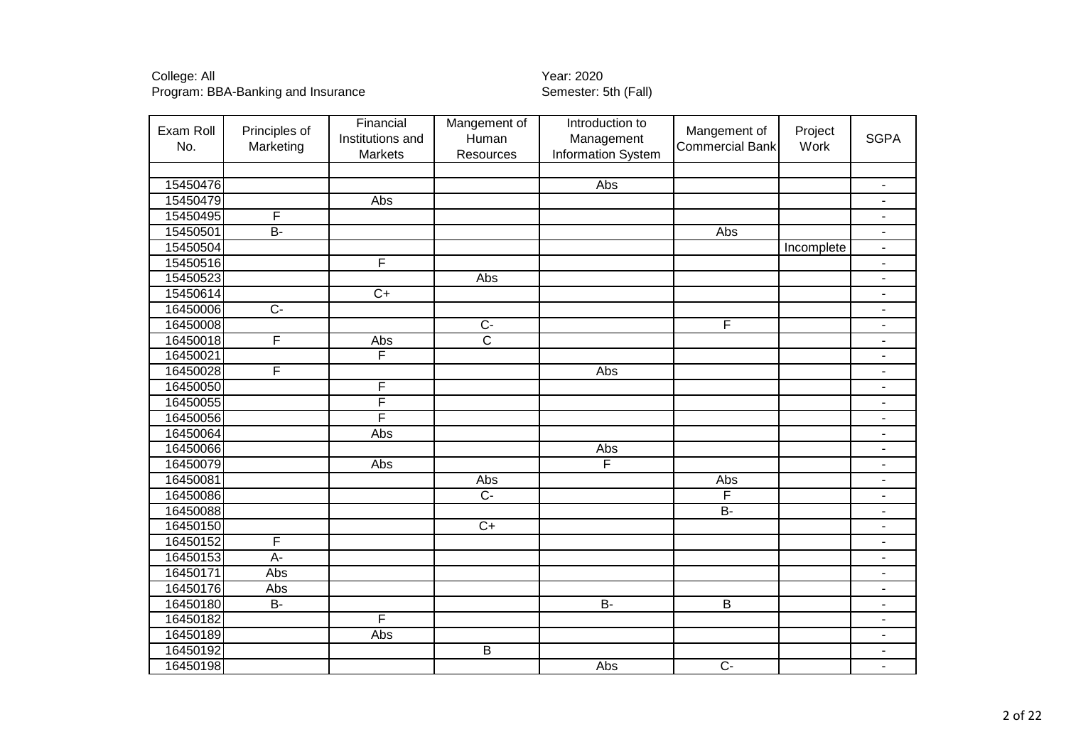College: All
Program: BBA-Banking and Insurance

Year: 2020
Semester: 5th (Fall)

| Exam Roll No. | Principles of Marketing | Financial Institutions and Markets | Mangement of Human Resources | Introduction to Management Information System | Mangement of Commercial Bank | Project Work | SGPA |
|---|---|---|---|---|---|---|---|
| | | | | | | | |
| 15450476 | | | | Abs | | | - |
| 15450479 | | Abs | | | | | - |
| 15450495 | F | | | | | | - |
| 15450501 | B- | | | | Abs | | - |
| 15450504 | | | | | | Incomplete | - |
| 15450516 | | F | | | | | - |
| 15450523 | | | Abs | | | | - |
| 15450614 | | C+ | | | | | - |
| 16450006 | C- | | | | | | - |
| 16450008 | | | C- | | F | | - |
| 16450018 | F | Abs | C | | | | - |
| 16450021 | | F | | | | | - |
| 16450028 | F | | | Abs | | | - |
| 16450050 | | F | | | | | - |
| 16450055 | | F | | | | | - |
| 16450056 | | F | | | | | - |
| 16450064 | | Abs | | | | | - |
| 16450066 | | | | Abs | | | - |
| 16450079 | | Abs | | F | | | - |
| 16450081 | | | Abs | | Abs | | - |
| 16450086 | | | C- | | F | | - |
| 16450088 | | | | | B- | | - |
| 16450150 | | | C+ | | | | - |
| 16450152 | F | | | | | | - |
| 16450153 | A- | | | | | | - |
| 16450171 | Abs | | | | | | - |
| 16450176 | Abs | | | | | | - |
| 16450180 | B- | | | B- | B | | - |
| 16450182 | | F | | | | | - |
| 16450189 | | Abs | | | | | - |
| 16450192 | | | B | | | | - |
| 16450198 | | | | Abs | C- | | - |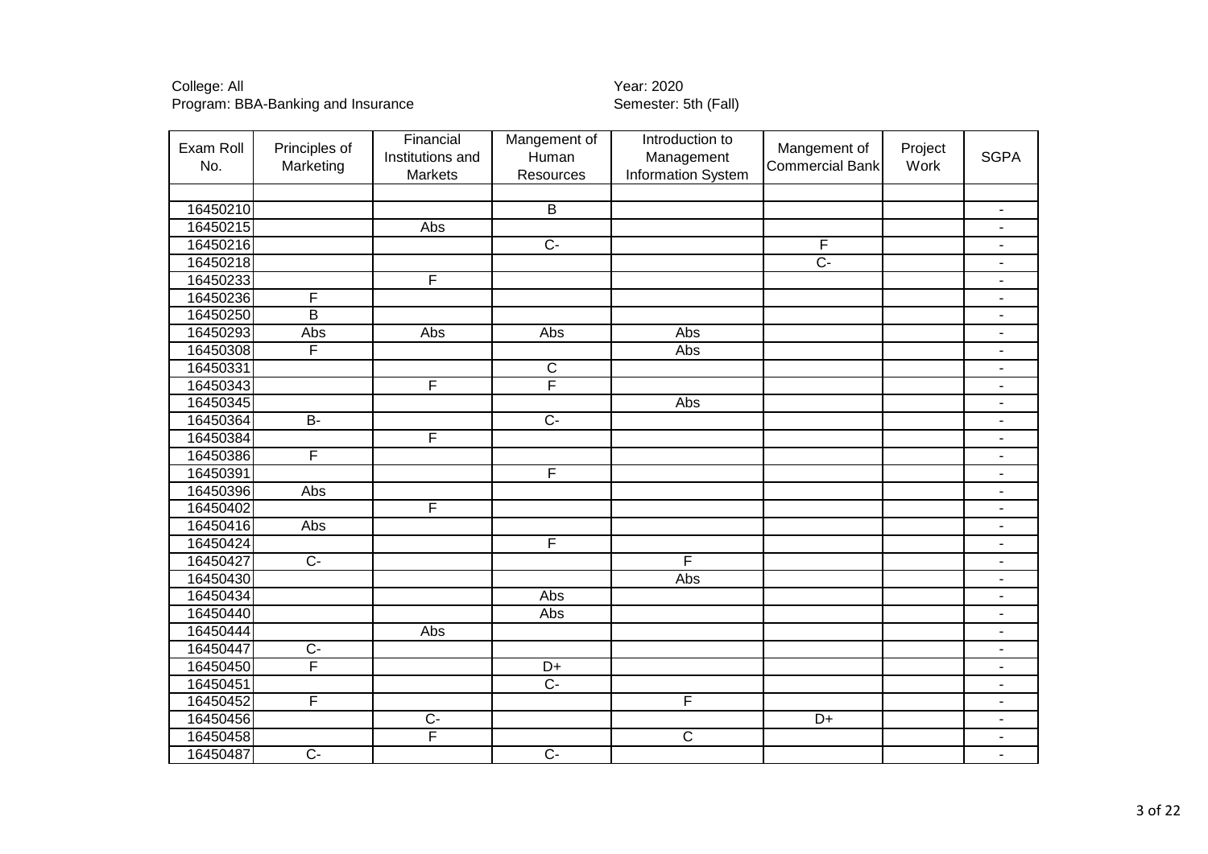College: All
Program: BBA-Banking and Insurance

Year: 2020
Semester: 5th (Fall)

| Exam Roll No. | Principles of Marketing | Financial Institutions and Markets | Mangement of Human Resources | Introduction to Management Information System | Mangement of Commercial Bank | Project Work | SGPA |
|---|---|---|---|---|---|---|---|
| | | | | | | | |
| 16450210 | | | B | | | | - |
| 16450215 | | Abs | | | | | - |
| 16450216 | | | C- | | F | | - |
| 16450218 | | | | | C- | | - |
| 16450233 | | F | | | | | - |
| 16450236 | F | | | | | | - |
| 16450250 | B | | | | | | - |
| 16450293 | Abs | Abs | Abs | Abs | | | - |
| 16450308 | F | | | Abs | | | - |
| 16450331 | | | C | | | | - |
| 16450343 | | F | F | | | | - |
| 16450345 | | | | Abs | | | - |
| 16450364 | B- | | C- | | | | - |
| 16450384 | | F | | | | | - |
| 16450386 | F | | | | | | - |
| 16450391 | | | F | | | | - |
| 16450396 | Abs | | | | | | - |
| 16450402 | | F | | | | | - |
| 16450416 | Abs | | | | | | - |
| 16450424 | | | F | | | | - |
| 16450427 | C- | | | F | | | - |
| 16450430 | | | | Abs | | | - |
| 16450434 | | | Abs | | | | - |
| 16450440 | | | Abs | | | | - |
| 16450444 | | Abs | | | | | - |
| 16450447 | C- | | | | | | - |
| 16450450 | F | | D+ | | | | - |
| 16450451 | | | C- | | | | - |
| 16450452 | F | | | F | | | - |
| 16450456 | | C- | | | D+ | | - |
| 16450458 | | F | | C | | | - |
| 16450487 | C- | | C- | | | | - |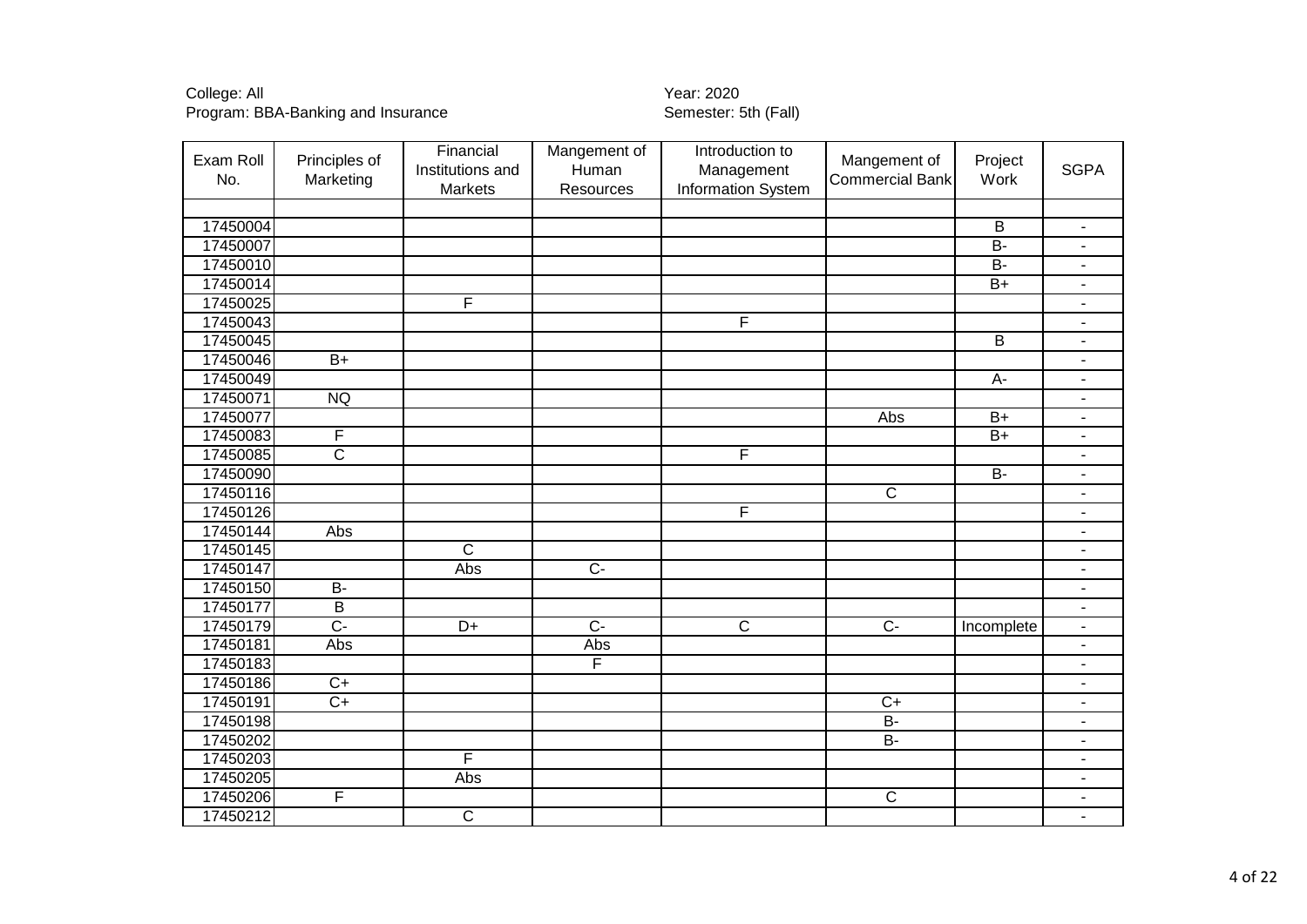College: All
Program: BBA-Banking and Insurance

Year: 2020
Semester: 5th (Fall)

| Exam Roll No. | Principles of Marketing | Financial Institutions and Markets | Mangement of Human Resources | Introduction to Management Information System | Mangement of Commercial Bank | Project Work | SGPA |
|---|---|---|---|---|---|---|---|
| | | | | | | | |
| 17450004 | | | | | | B | - |
| 17450007 | | | | | | B- | - |
| 17450010 | | | | | | B- | - |
| 17450014 | | | | | | B+ | - |
| 17450025 | | F | | | | | - |
| 17450043 | | | | F | | | - |
| 17450045 | | | | | | B | - |
| 17450046 | B+ | | | | | | - |
| 17450049 | | | | | | A- | - |
| 17450071 | NQ | | | | | | - |
| 17450077 | | | | | Abs | B+ | - |
| 17450083 | F | | | | | B+ | - |
| 17450085 | C | | | F | | | - |
| 17450090 | | | | | | B- | - |
| 17450116 | | | | | C | | - |
| 17450126 | | | | F | | | - |
| 17450144 | Abs | | | | | | - |
| 17450145 | | C | | | | | - |
| 17450147 | | Abs | C- | | | | - |
| 17450150 | B- | | | | | | - |
| 17450177 | B | | | | | | - |
| 17450179 | C- | D+ | C- | C | C- | Incomplete | - |
| 17450181 | Abs | | Abs | | | | - |
| 17450183 | | | F | | | | - |
| 17450186 | C+ | | | | | | - |
| 17450191 | C+ | | | | C+ | | - |
| 17450198 | | | | | B- | | - |
| 17450202 | | | | | B- | | - |
| 17450203 | | F | | | | | - |
| 17450205 | | Abs | | | | | - |
| 17450206 | F | | | | C | | - |
| 17450212 | | C | | | | | - |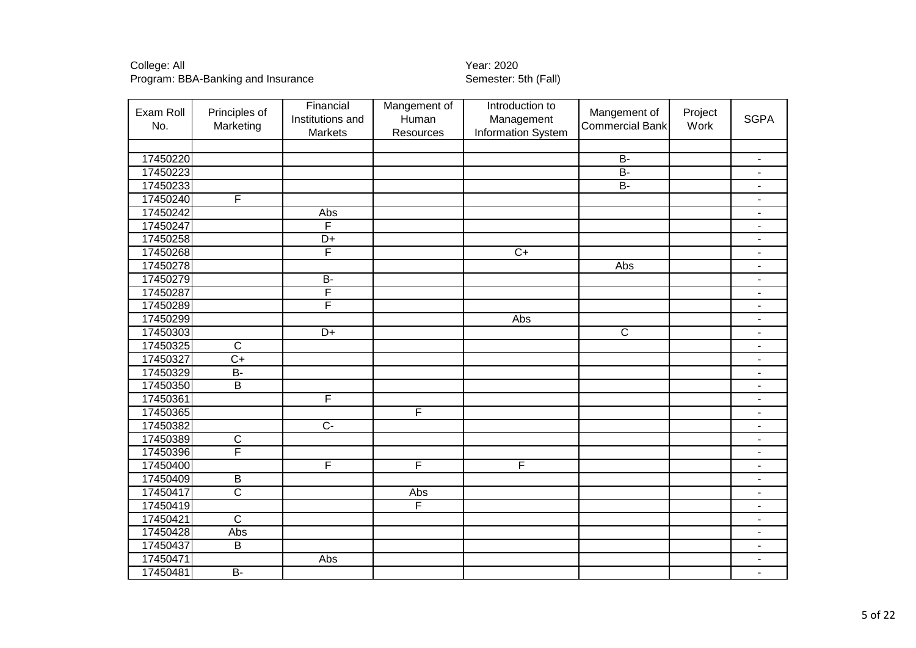College: All
Program: BBA-Banking and Insurance

Year: 2020
Semester: 5th (Fall)

| Exam Roll No. | Principles of Marketing | Financial Institutions and Markets | Mangement of Human Resources | Introduction to Management Information System | Mangement of Commercial Bank | Project Work | SGPA |
|---|---|---|---|---|---|---|---|
| | | | | | | | |
| 17450220 | | | | | B- | | - |
| 17450223 | | | | | B- | | - |
| 17450233 | | | | | B- | | - |
| 17450240 | F | | | | | | - |
| 17450242 | | Abs | | | | | - |
| 17450247 | | F | | | | | - |
| 17450258 | | D+ | | | | | - |
| 17450268 | | F | | C+ | | | - |
| 17450278 | | | | | Abs | | - |
| 17450279 | | B- | | | | | - |
| 17450287 | | F | | | | | - |
| 17450289 | | F | | | | | - |
| 17450299 | | | | Abs | | | - |
| 17450303 | | D+ | | | C | | - |
| 17450325 | C | | | | | | - |
| 17450327 | C+ | | | | | | - |
| 17450329 | B- | | | | | | - |
| 17450350 | B | | | | | | - |
| 17450361 | | F | | | | | - |
| 17450365 | | | F | | | | - |
| 17450382 | | C- | | | | | - |
| 17450389 | C | | | | | | - |
| 17450396 | F | | | | | | - |
| 17450400 | | F | F | F | | | - |
| 17450409 | B | | | | | | - |
| 17450417 | C | | Abs | | | | - |
| 17450419 | | | F | | | | - |
| 17450421 | C | | | | | | - |
| 17450428 | Abs | | | | | | - |
| 17450437 | B | | | | | | - |
| 17450471 | | Abs | | | | | - |
| 17450481 | B- | | | | | | - |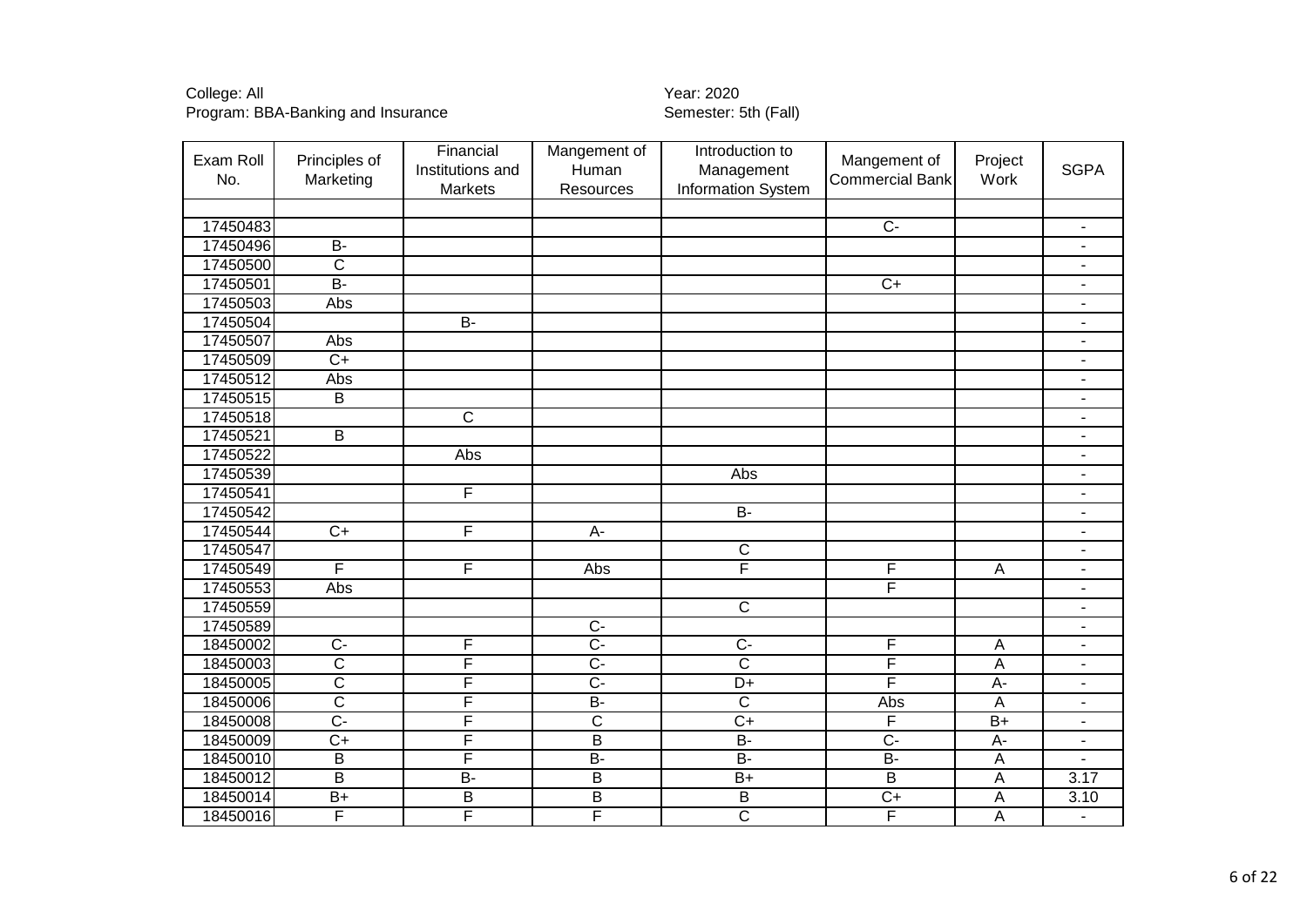College: All
Program: BBA-Banking and Insurance

Year: 2020
Semester: 5th (Fall)

| Exam Roll No. | Principles of Marketing | Financial Institutions and Markets | Mangement of Human Resources | Introduction to Management Information System | Mangement of Commercial Bank | Project Work | SGPA |
|---|---|---|---|---|---|---|---|
| | | | | | | | |
| 17450483 | | | | | C- | | - |
| 17450496 | B- | | | | | | - |
| 17450500 | C | | | | | | - |
| 17450501 | B- | | | | C+ | | - |
| 17450503 | Abs | | | | | | - |
| 17450504 | | B- | | | | | - |
| 17450507 | Abs | | | | | | - |
| 17450509 | C+ | | | | | | - |
| 17450512 | Abs | | | | | | - |
| 17450515 | B | | | | | | - |
| 17450518 | | C | | | | | - |
| 17450521 | B | | | | | | - |
| 17450522 | | Abs | | | | | - |
| 17450539 | | | | Abs | | | - |
| 17450541 | | F | | | | | - |
| 17450542 | | | | B- | | | - |
| 17450544 | C+ | F | A- | | | | - |
| 17450547 | | | | C | | | - |
| 17450549 | F | F | Abs | F | F | A | - |
| 17450553 | Abs | | | | F | | - |
| 17450559 | | | | C | | | - |
| 17450589 | | | C- | | | | - |
| 18450002 | C- | F | C- | C- | F | A | - |
| 18450003 | C | F | C- | C | F | A | - |
| 18450005 | C | F | C- | D+ | F | A- | - |
| 18450006 | C | F | B- | C | Abs | A | - |
| 18450008 | C- | F | C | C+ | F | B+ | - |
| 18450009 | C+ | F | B | B- | C- | A- | - |
| 18450010 | B | F | B- | B- | B- | A | - |
| 18450012 | B | B- | B | B+ | B | A | 3.17 |
| 18450014 | B+ | B | B | B | C+ | A | 3.10 |
| 18450016 | F | F | F | C | F | A | - |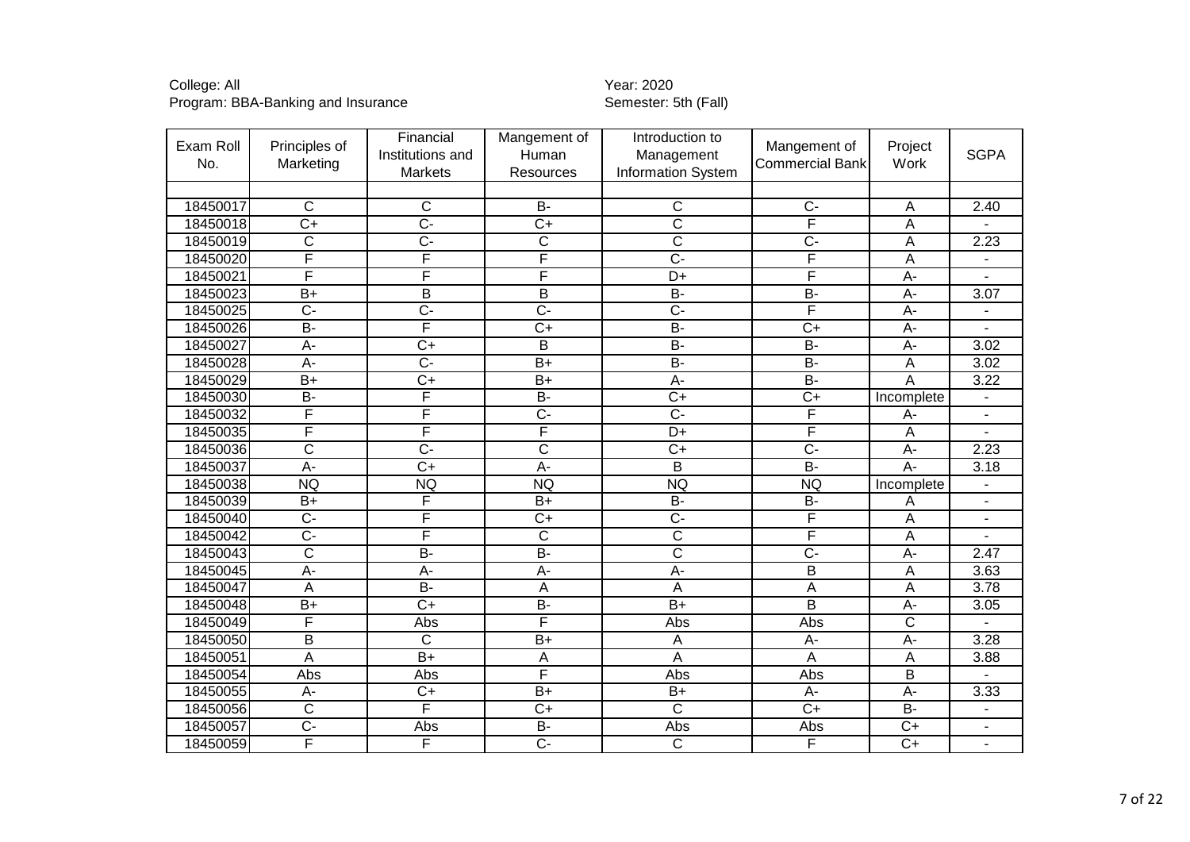College: All
Program: BBA-Banking and Insurance

Year: 2020
Semester: 5th (Fall)

| Exam Roll No. | Principles of Marketing | Financial Institutions and Markets | Mangement of Human Resources | Introduction to Management Information System | Mangement of Commercial Bank | Project Work | SGPA |
|---|---|---|---|---|---|---|---|
| | | | | | | | |
| 18450017 | C | C | B- | C | C- | A | 2.40 |
| 18450018 | C+ | C- | C+ | C | F | A | - |
| 18450019 | C | C- | C | C | C- | A | 2.23 |
| 18450020 | F | F | F | C- | F | A | - |
| 18450021 | F | F | F | D+ | F | A- | - |
| 18450023 | B+ | B | B | B- | B- | A- | 3.07 |
| 18450025 | C- | C- | C- | C- | F | A- | - |
| 18450026 | B- | F | C+ | B- | C+ | A- | - |
| 18450027 | A- | C+ | B | B- | B- | A- | 3.02 |
| 18450028 | A- | C- | B+ | B- | B- | A | 3.02 |
| 18450029 | B+ | C+ | B+ | A- | B- | A | 3.22 |
| 18450030 | B- | F | B- | C+ | C+ | Incomplete | - |
| 18450032 | F | F | C- | C- | F | A- | - |
| 18450035 | F | F | F | D+ | F | A | - |
| 18450036 | C | C- | C | C+ | C- | A- | 2.23 |
| 18450037 | A- | C+ | A- | B | B- | A- | 3.18 |
| 18450038 | NQ | NQ | NQ | NQ | NQ | Incomplete | - |
| 18450039 | B+ | F | B+ | B- | B- | A | - |
| 18450040 | C- | F | C+ | C- | F | A | - |
| 18450042 | C- | F | C | C | F | A | - |
| 18450043 | C | B- | B- | C | C- | A- | 2.47 |
| 18450045 | A- | A- | A- | A- | B | A | 3.63 |
| 18450047 | A | B- | A | A | A | A | 3.78 |
| 18450048 | B+ | C+ | B- | B+ | B | A- | 3.05 |
| 18450049 | F | Abs | F | Abs | Abs | C | - |
| 18450050 | B | C | B+ | A | A- | A- | 3.28 |
| 18450051 | A | B+ | A | A | A | A | 3.88 |
| 18450054 | Abs | Abs | F | Abs | Abs | B | - |
| 18450055 | A- | C+ | B+ | B+ | A- | A- | 3.33 |
| 18450056 | C | F | C+ | C | C+ | B- | - |
| 18450057 | C- | Abs | B- | Abs | Abs | C+ | - |
| 18450059 | F | F | C- | C | F | C+ | - |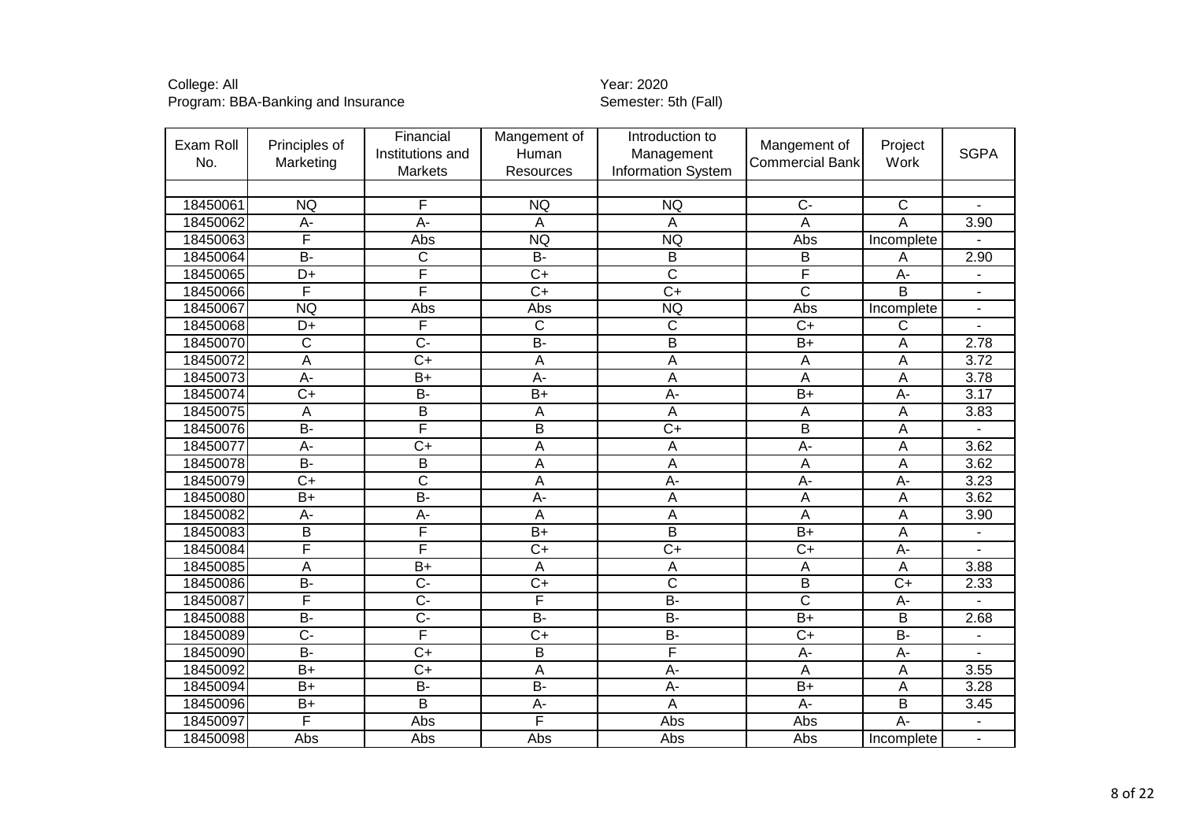College: All
Program: BBA-Banking and Insurance

Year: 2020
Semester: 5th (Fall)

| Exam Roll No. | Principles of Marketing | Financial Institutions and Markets | Mangement of Human Resources | Introduction to Management Information System | Mangement of Commercial Bank | Project Work | SGPA |
|---|---|---|---|---|---|---|---|
| | | | | | | | |
| 18450061 | NQ | F | NQ | NQ | C- | C | - |
| 18450062 | A- | A- | A | A | A | A | 3.90 |
| 18450063 | F | Abs | NQ | NQ | Abs | Incomplete | - |
| 18450064 | B- | C | B- | B | B | A | 2.90 |
| 18450065 | D+ | F | C+ | C | F | A- | - |
| 18450066 | F | F | C+ | C+ | C | B | - |
| 18450067 | NQ | Abs | Abs | NQ | Abs | Incomplete | - |
| 18450068 | D+ | F | C | C | C+ | C | - |
| 18450070 | C | C- | B- | B | B+ | A | 2.78 |
| 18450072 | A | C+ | A | A | A | A | 3.72 |
| 18450073 | A- | B+ | A- | A | A | A | 3.78 |
| 18450074 | C+ | B- | B+ | A- | B+ | A- | 3.17 |
| 18450075 | A | B | A | A | A | A | 3.83 |
| 18450076 | B- | F | B | C+ | B | A | - |
| 18450077 | A- | C+ | A | A | A- | A | 3.62 |
| 18450078 | B- | B | A | A | A | A | 3.62 |
| 18450079 | C+ | C | A | A- | A- | A- | 3.23 |
| 18450080 | B+ | B- | A- | A | A | A | 3.62 |
| 18450082 | A- | A- | A | A | A | A | 3.90 |
| 18450083 | B | F | B+ | B | B+ | A | - |
| 18450084 | F | F | C+ | C+ | C+ | A- | - |
| 18450085 | A | B+ | A | A | A | A | 3.88 |
| 18450086 | B- | C- | C+ | C | B | C+ | 2.33 |
| 18450087 | F | C- | F | B- | C | A- | - |
| 18450088 | B- | C- | B- | B- | B+ | B | 2.68 |
| 18450089 | C- | F | C+ | B- | C+ | B- | - |
| 18450090 | B- | C+ | B | F | A- | A- | - |
| 18450092 | B+ | C+ | A | A- | A | A | 3.55 |
| 18450094 | B+ | B- | B- | A- | B+ | A | 3.28 |
| 18450096 | B+ | B | A- | A | A- | B | 3.45 |
| 18450097 | F | Abs | F | Abs | Abs | A- | - |
| 18450098 | Abs | Abs | Abs | Abs | Abs | Incomplete | - |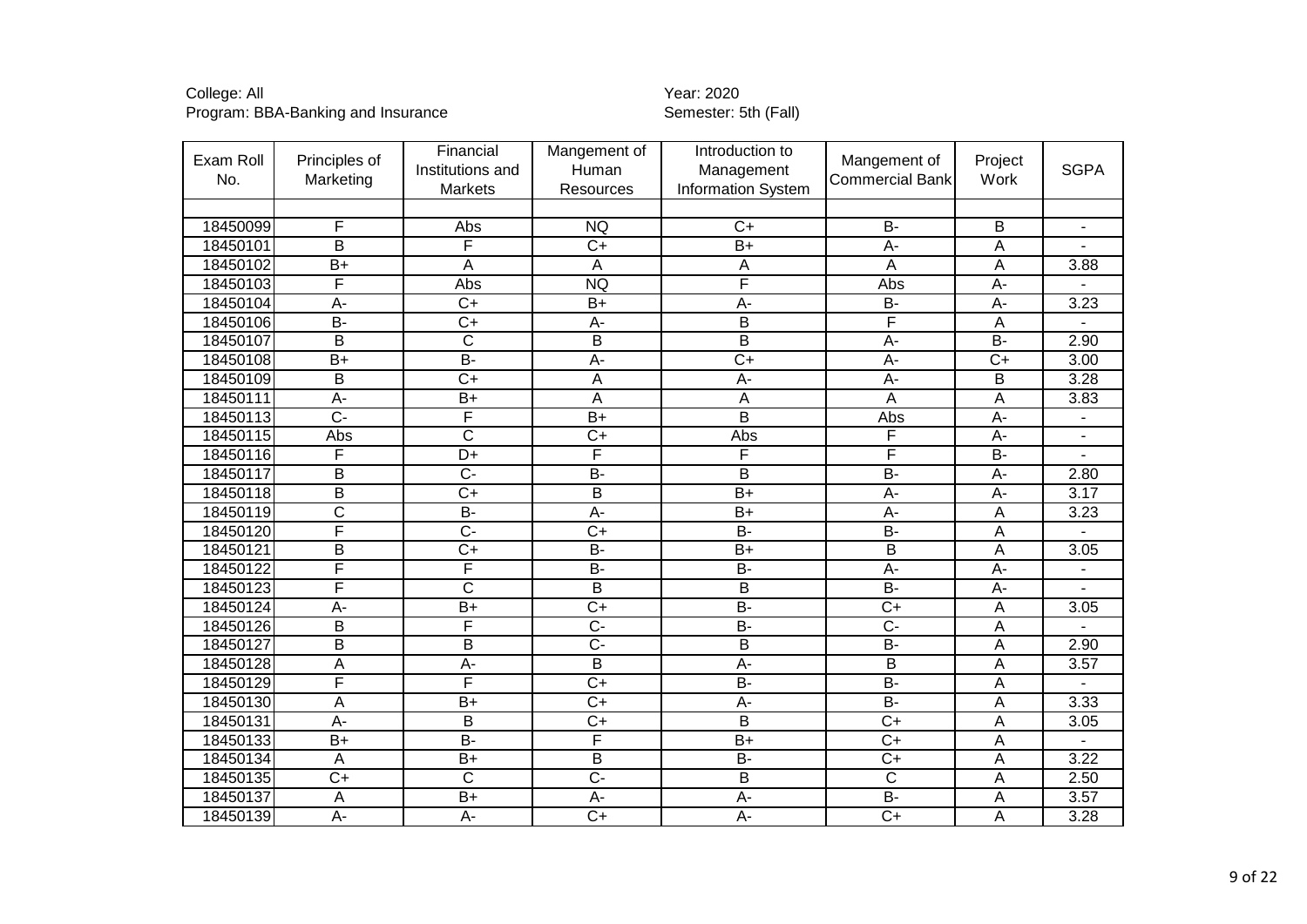College: All
Program: BBA-Banking and Insurance

Year: 2020
Semester: 5th (Fall)

| Exam Roll No. | Principles of Marketing | Financial Institutions and Markets | Mangement of Human Resources | Introduction to Management Information System | Mangement of Commercial Bank | Project Work | SGPA |
|---|---|---|---|---|---|---|---|
| | | | | | | | |
| 18450099 | F | Abs | NQ | C+ | B- | B | - |
| 18450101 | B | F | C+ | B+ | A- | A | - |
| 18450102 | B+ | A | A | A | A | A | 3.88 |
| 18450103 | F | Abs | NQ | F | Abs | A- | - |
| 18450104 | A- | C+ | B+ | A- | B- | A- | 3.23 |
| 18450106 | B- | C+ | A- | B | F | A | - |
| 18450107 | B | C | B | B | A- | B- | 2.90 |
| 18450108 | B+ | B- | A- | C+ | A- | C+ | 3.00 |
| 18450109 | B | C+ | A | A- | A- | B | 3.28 |
| 18450111 | A- | B+ | A | A | A | A | 3.83 |
| 18450113 | C- | F | B+ | B | Abs | A- | - |
| 18450115 | Abs | C | C+ | Abs | F | A- | - |
| 18450116 | F | D+ | F | F | F | B- | - |
| 18450117 | B | C- | B- | B | B- | A- | 2.80 |
| 18450118 | B | C+ | B | B+ | A- | A- | 3.17 |
| 18450119 | C | B- | A- | B+ | A- | A | 3.23 |
| 18450120 | F | C- | C+ | B- | B- | A | - |
| 18450121 | B | C+ | B- | B+ | B | A | 3.05 |
| 18450122 | F | F | B- | B- | A- | A- | - |
| 18450123 | F | C | B | B | B- | A- | - |
| 18450124 | A- | B+ | C+ | B- | C+ | A | 3.05 |
| 18450126 | B | F | C- | B- | C- | A | - |
| 18450127 | B | B | C- | B | B- | A | 2.90 |
| 18450128 | A | A- | B | A- | B | A | 3.57 |
| 18450129 | F | F | C+ | B- | B- | A | - |
| 18450130 | A | B+ | C+ | A- | B- | A | 3.33 |
| 18450131 | A- | B | C+ | B | C+ | A | 3.05 |
| 18450133 | B+ | B- | F | B+ | C+ | A | - |
| 18450134 | A | B+ | B | B- | C+ | A | 3.22 |
| 18450135 | C+ | C | C- | B | C | A | 2.50 |
| 18450137 | A | B+ | A- | A- | B- | A | 3.57 |
| 18450139 | A- | A- | C+ | A- | C+ | A | 3.28 |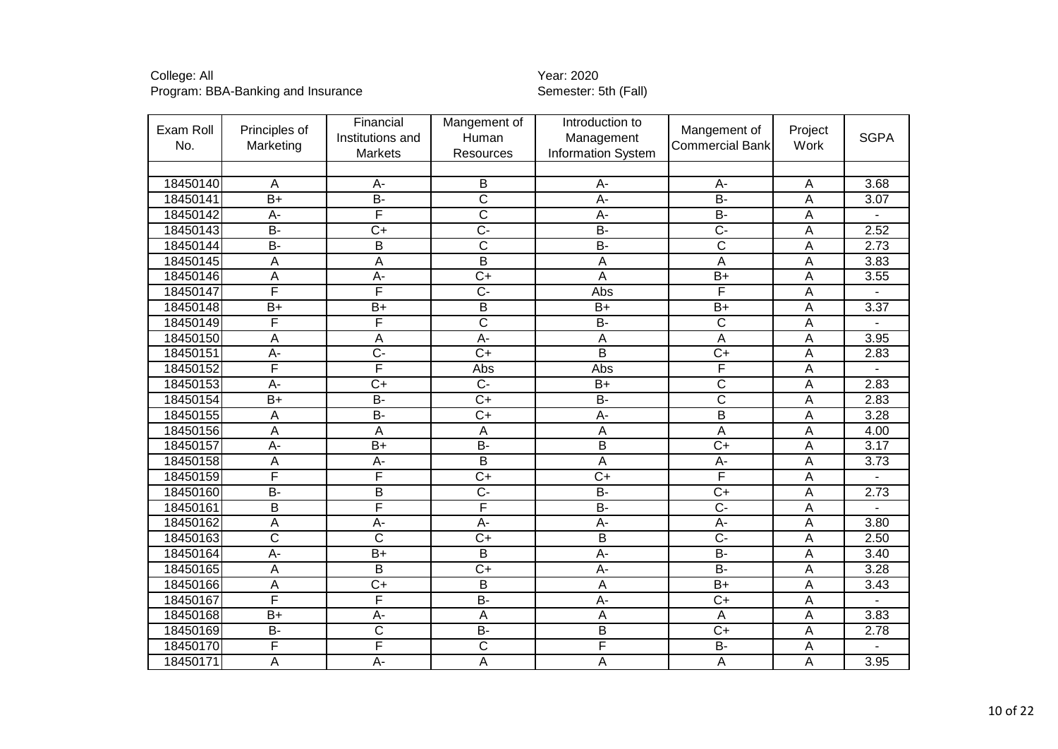College: All
Program: BBA-Banking and Insurance

Year: 2020
Semester: 5th (Fall)

| Exam Roll No. | Principles of Marketing | Financial Institutions and Markets | Mangement of Human Resources | Introduction to Management Information System | Mangement of Commercial Bank | Project Work | SGPA |
|---|---|---|---|---|---|---|---|
| | | | | | | | |
| 18450140 | A | A- | B | A- | A- | A | 3.68 |
| 18450141 | B+ | B- | C | A- | B- | A | 3.07 |
| 18450142 | A- | F | C | A- | B- | A | - |
| 18450143 | B- | C+ | C- | B- | C- | A | 2.52 |
| 18450144 | B- | B | C | B- | C | A | 2.73 |
| 18450145 | A | A | B | A | A | A | 3.83 |
| 18450146 | A | A- | C+ | A | B+ | A | 3.55 |
| 18450147 | F | F | C- | Abs | F | A | - |
| 18450148 | B+ | B+ | B | B+ | B+ | A | 3.37 |
| 18450149 | F | F | C | B- | C | A | - |
| 18450150 | A | A | A- | A | A | A | 3.95 |
| 18450151 | A- | C- | C+ | B | C+ | A | 2.83 |
| 18450152 | F | F | Abs | Abs | F | A | - |
| 18450153 | A- | C+ | C- | B+ | C | A | 2.83 |
| 18450154 | B+ | B- | C+ | B- | C | A | 2.83 |
| 18450155 | A | B- | C+ | A- | B | A | 3.28 |
| 18450156 | A | A | A | A | A | A | 4.00 |
| 18450157 | A- | B+ | B- | B | C+ | A | 3.17 |
| 18450158 | A | A- | B | A | A- | A | 3.73 |
| 18450159 | F | F | C+ | C+ | F | A | - |
| 18450160 | B- | B | C- | B- | C+ | A | 2.73 |
| 18450161 | B | F | F | B- | C- | A | - |
| 18450162 | A | A- | A- | A- | A- | A | 3.80 |
| 18450163 | C | C | C+ | B | C- | A | 2.50 |
| 18450164 | A- | B+ | B | A- | B- | A | 3.40 |
| 18450165 | A | B | C+ | A- | B- | A | 3.28 |
| 18450166 | A | C+ | B | A | B+ | A | 3.43 |
| 18450167 | F | F | B- | A- | C+ | A | - |
| 18450168 | B+ | A- | A | A | A | A | 3.83 |
| 18450169 | B- | C | B- | B | C+ | A | 2.78 |
| 18450170 | F | F | C | F | B- | A | - |
| 18450171 | A | A- | A | A | A | A | 3.95 |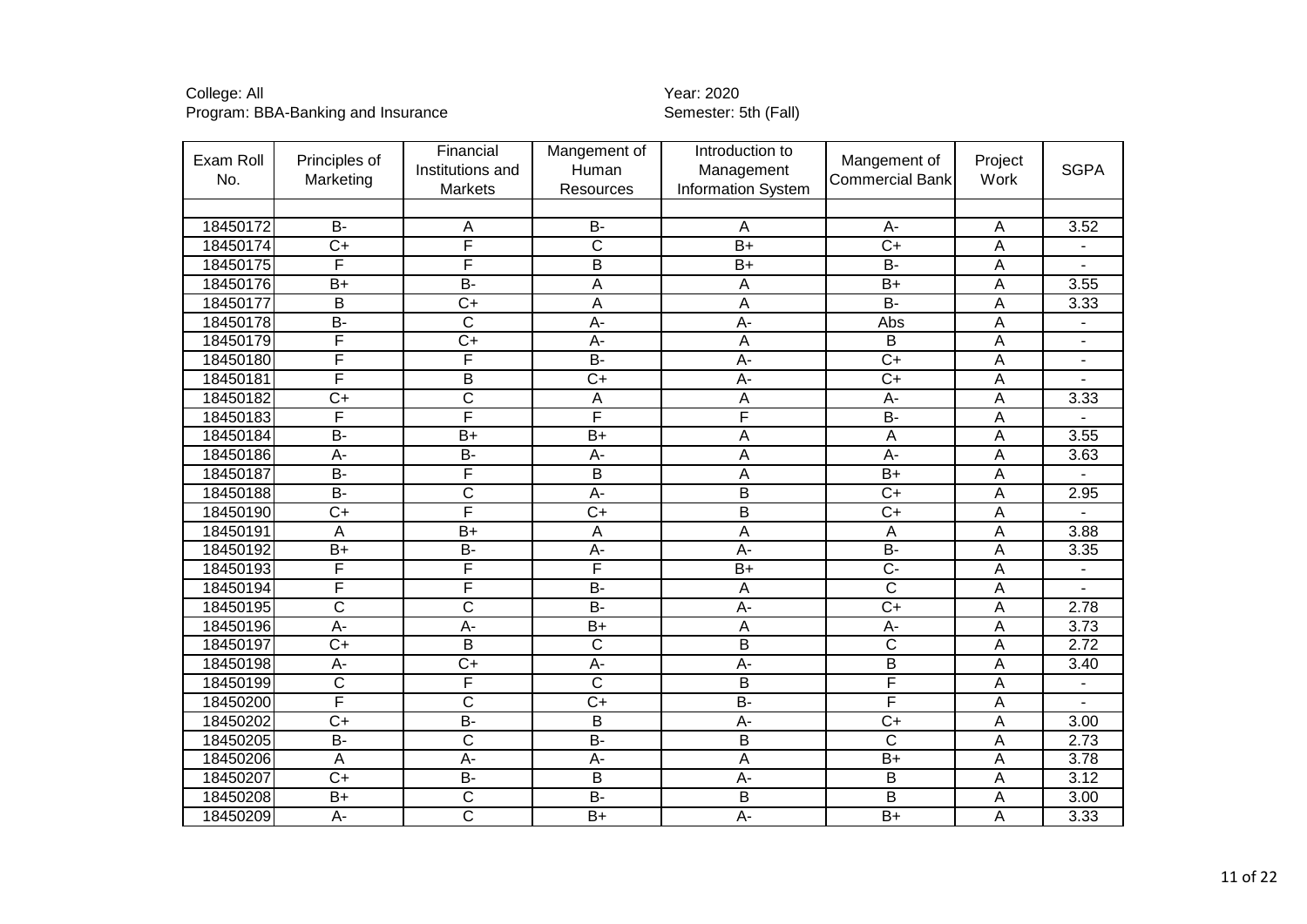College: All
Program: BBA-Banking and Insurance

Year: 2020
Semester: 5th (Fall)

| Exam Roll No. | Principles of Marketing | Financial Institutions and Markets | Mangement of Human Resources | Introduction to Management Information System | Mangement of Commercial Bank | Project Work | SGPA |
|---|---|---|---|---|---|---|---|
| | | | | | | | |
| 18450172 | B- | A | B- | A | A- | A | 3.52 |
| 18450174 | C+ | F | C | B+ | C+ | A | - |
| 18450175 | F | F | B | B+ | B- | A | - |
| 18450176 | B+ | B- | A | A | B+ | A | 3.55 |
| 18450177 | B | C+ | A | A | B- | A | 3.33 |
| 18450178 | B- | C | A- | A- | Abs | A | - |
| 18450179 | F | C+ | A- | A | B | A | - |
| 18450180 | F | F | B- | A- | C+ | A | - |
| 18450181 | F | B | C+ | A- | C+ | A | - |
| 18450182 | C+ | C | A | A | A- | A | 3.33 |
| 18450183 | F | F | F | F | B- | A | - |
| 18450184 | B- | B+ | B+ | A | A | A | 3.55 |
| 18450186 | A- | B- | A- | A | A- | A | 3.63 |
| 18450187 | B- | F | B | A | B+ | A | - |
| 18450188 | B- | C | A- | B | C+ | A | 2.95 |
| 18450190 | C+ | F | C+ | B | C+ | A | - |
| 18450191 | A | B+ | A | A | A | A | 3.88 |
| 18450192 | B+ | B- | A- | A- | B- | A | 3.35 |
| 18450193 | F | F | F | B+ | C- | A | - |
| 18450194 | F | F | B- | A | C | A | - |
| 18450195 | C | C | B- | A- | C+ | A | 2.78 |
| 18450196 | A- | A- | B+ | A | A- | A | 3.73 |
| 18450197 | C+ | B | C | B | C | A | 2.72 |
| 18450198 | A- | C+ | A- | A- | B | A | 3.40 |
| 18450199 | C | F | C | B | F | A | - |
| 18450200 | F | C | C+ | B- | F | A | - |
| 18450202 | C+ | B- | B | A- | C+ | A | 3.00 |
| 18450205 | B- | C | B- | B | C | A | 2.73 |
| 18450206 | A | A- | A- | A | B+ | A | 3.78 |
| 18450207 | C+ | B- | B | A- | B | A | 3.12 |
| 18450208 | B+ | C | B- | B | B | A | 3.00 |
| 18450209 | A- | C | B+ | A- | B+ | A | 3.33 |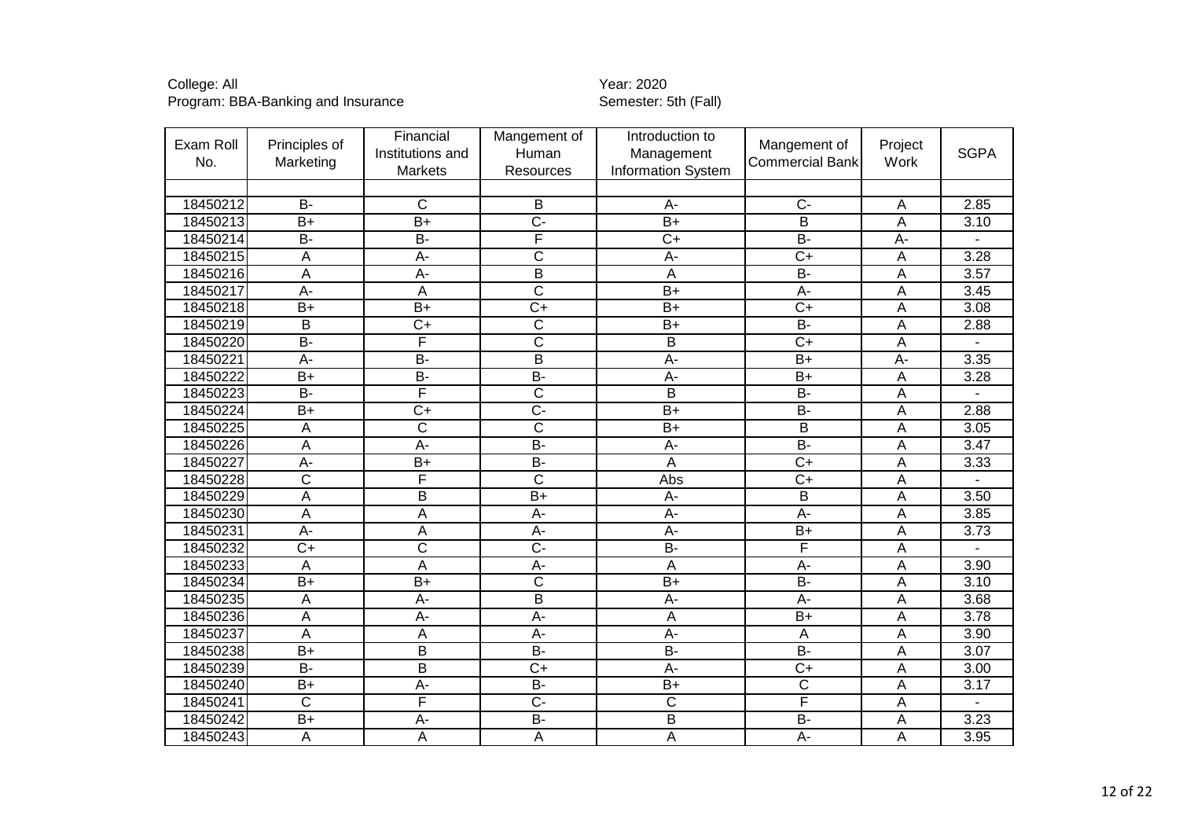College: All
Program: BBA-Banking and Insurance

Year: 2020
Semester: 5th (Fall)

| Exam Roll No. | Principles of Marketing | Financial Institutions and Markets | Mangement of Human Resources | Introduction to Management Information System | Mangement of Commercial Bank | Project Work | SGPA |
|---|---|---|---|---|---|---|---|
| | | | | | | | |
| 18450212 | B- | C | B | A- | C- | A | 2.85 |
| 18450213 | B+ | B+ | C- | B+ | B | A | 3.10 |
| 18450214 | B- | B- | F | C+ | B- | A- | - |
| 18450215 | A | A- | C | A- | C+ | A | 3.28 |
| 18450216 | A | A- | B | A | B- | A | 3.57 |
| 18450217 | A- | A | C | B+ | A- | A | 3.45 |
| 18450218 | B+ | B+ | C+ | B+ | C+ | A | 3.08 |
| 18450219 | B | C+ | C | B+ | B- | A | 2.88 |
| 18450220 | B- | F | C | B | C+ | A | - |
| 18450221 | A- | B- | B | A- | B+ | A- | 3.35 |
| 18450222 | B+ | B- | B- | A- | B+ | A | 3.28 |
| 18450223 | B- | F | C | B | B- | A | - |
| 18450224 | B+ | C+ | C- | B+ | B- | A | 2.88 |
| 18450225 | A | C | C | B+ | B | A | 3.05 |
| 18450226 | A | A- | B- | A- | B- | A | 3.47 |
| 18450227 | A- | B+ | B- | A | C+ | A | 3.33 |
| 18450228 | C | F | C | Abs | C+ | A | - |
| 18450229 | A | B | B+ | A- | B | A | 3.50 |
| 18450230 | A | A | A- | A- | A- | A | 3.85 |
| 18450231 | A- | A | A- | A- | B+ | A | 3.73 |
| 18450232 | C+ | C | C- | B- | F | A | - |
| 18450233 | A | A | A- | A | A- | A | 3.90 |
| 18450234 | B+ | B+ | C | B+ | B- | A | 3.10 |
| 18450235 | A | A- | B | A- | A- | A | 3.68 |
| 18450236 | A | A- | A- | A | B+ | A | 3.78 |
| 18450237 | A | A | A- | A- | A | A | 3.90 |
| 18450238 | B+ | B | B- | B- | B- | A | 3.07 |
| 18450239 | B- | B | C+ | A- | C+ | A | 3.00 |
| 18450240 | B+ | A- | B- | B+ | C | A | 3.17 |
| 18450241 | C | F | C- | C | F | A | - |
| 18450242 | B+ | A- | B- | B | B- | A | 3.23 |
| 18450243 | A | A | A | A | A- | A | 3.95 |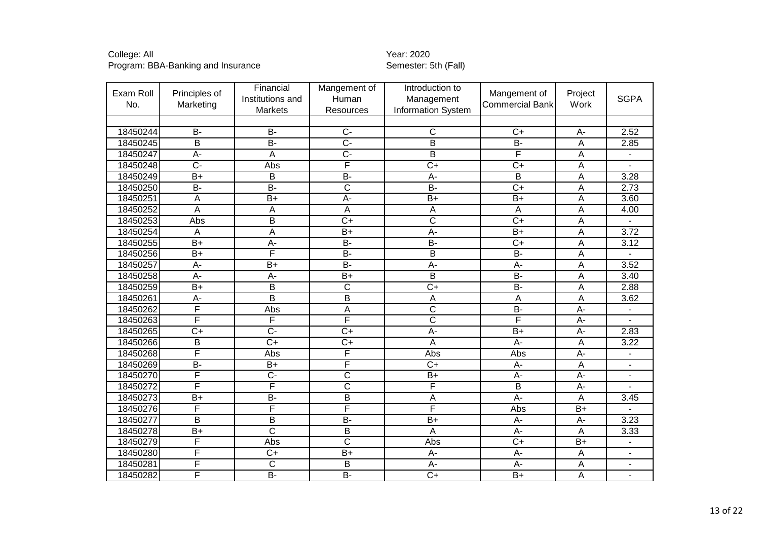College: All
Program: BBA-Banking and Insurance

Year: 2020
Semester: 5th (Fall)

| Exam Roll No. | Principles of Marketing | Financial Institutions and Markets | Mangement of Human Resources | Introduction to Management Information System | Mangement of Commercial Bank | Project Work | SGPA |
|---|---|---|---|---|---|---|---|
| | | | | | | | |
| 18450244 | B- | B- | C- | C | C+ | A- | 2.52 |
| 18450245 | B | B- | C- | B | B- | A | 2.85 |
| 18450247 | A- | A | C- | B | F | A | - |
| 18450248 | C- | Abs | F | C+ | C+ | A | - |
| 18450249 | B+ | B | B- | A- | B | A | 3.28 |
| 18450250 | B- | B- | C | B- | C+ | A | 2.73 |
| 18450251 | A | B+ | A- | B+ | B+ | A | 3.60 |
| 18450252 | A | A | A | A | A | A | 4.00 |
| 18450253 | Abs | B | C+ | C | C+ | A | - |
| 18450254 | A | A | B+ | A- | B+ | A | 3.72 |
| 18450255 | B+ | A- | B- | B- | C+ | A | 3.12 |
| 18450256 | B+ | F | B- | B | B- | A | - |
| 18450257 | A- | B+ | B- | A- | A- | A | 3.52 |
| 18450258 | A- | A- | B+ | B | B- | A | 3.40 |
| 18450259 | B+ | B | C | C+ | B- | A | 2.88 |
| 18450261 | A- | B | B | A | A | A | 3.62 |
| 18450262 | F | Abs | A | C | B- | A- | - |
| 18450263 | F | F | F | C | F | A- | - |
| 18450265 | C+ | C- | C+ | A- | B+ | A- | 2.83 |
| 18450266 | B | C+ | C+ | A | A- | A | 3.22 |
| 18450268 | F | Abs | F | Abs | Abs | A- | - |
| 18450269 | B- | B+ | F | C+ | A- | A | - |
| 18450270 | F | C- | C | B+ | A- | A- | - |
| 18450272 | F | F | C | F | B | A- | - |
| 18450273 | B+ | B- | B | A | A- | A | 3.45 |
| 18450276 | F | F | F | F | Abs | B+ | - |
| 18450277 | B | B | B- | B+ | A- | A- | 3.23 |
| 18450278 | B+ | C | B | A | A- | A | 3.33 |
| 18450279 | F | Abs | C | Abs | C+ | B+ | - |
| 18450280 | F | C+ | B+ | A- | A- | A | - |
| 18450281 | F | C | B | A- | A- | A | - |
| 18450282 | F | B- | B- | C+ | B+ | A | - |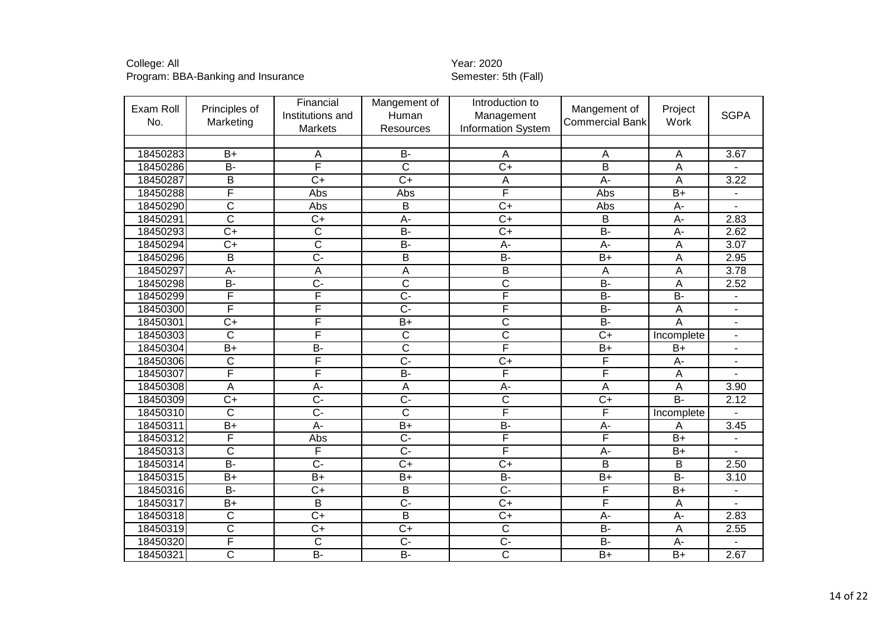College: All
Program: BBA-Banking and Insurance

Year: 2020
Semester: 5th (Fall)

| Exam Roll No. | Principles of Marketing | Financial Institutions and Markets | Mangement of Human Resources | Introduction to Management Information System | Mangement of Commercial Bank | Project Work | SGPA |
|---|---|---|---|---|---|---|---|
| | | | | | | | |
| 18450283 | B+ | A | B- | A | A | A | 3.67 |
| 18450286 | B- | F | C | C+ | B | A | - |
| 18450287 | B | C+ | C+ | A | A- | A | 3.22 |
| 18450288 | F | Abs | Abs | F | Abs | B+ | - |
| 18450290 | C | Abs | B | C+ | Abs | A- | - |
| 18450291 | C | C+ | A- | C+ | B | A- | 2.83 |
| 18450293 | C+ | C | B- | C+ | B- | A- | 2.62 |
| 18450294 | C+ | C | B- | A- | A- | A | 3.07 |
| 18450296 | B | C- | B | B- | B+ | A | 2.95 |
| 18450297 | A- | A | A | B | A | A | 3.78 |
| 18450298 | B- | C- | C | C | B- | A | 2.52 |
| 18450299 | F | F | C- | F | B- | B- | - |
| 18450300 | F | F | C- | F | B- | A | - |
| 18450301 | C+ | F | B+ | C | B- | A | - |
| 18450303 | C | F | C | C | C+ | Incomplete | - |
| 18450304 | B+ | B- | C | F | B+ | B+ | - |
| 18450306 | C | F | C- | C+ | F | A- | - |
| 18450307 | F | F | B- | F | F | A | - |
| 18450308 | A | A- | A | A- | A | A | 3.90 |
| 18450309 | C+ | C- | C- | C | C+ | B- | 2.12 |
| 18450310 | C | C- | C | F | F | Incomplete | - |
| 18450311 | B+ | A- | B+ | B- | A- | A | 3.45 |
| 18450312 | F | Abs | C- | F | F | B+ | - |
| 18450313 | C | F | C- | F | A- | B+ | - |
| 18450314 | B- | C- | C+ | C+ | B | B | 2.50 |
| 18450315 | B+ | B+ | B+ | B- | B+ | B- | 3.10 |
| 18450316 | B- | C+ | B | C- | F | B+ | - |
| 18450317 | B+ | B | C- | C+ | F | A | - |
| 18450318 | C | C+ | B | C+ | A- | A- | 2.83 |
| 18450319 | C | C+ | C+ | C | B- | A | 2.55 |
| 18450320 | F | C | C- | C- | B- | A- | - |
| 18450321 | C | B- | B- | C | B+ | B+ | 2.67 |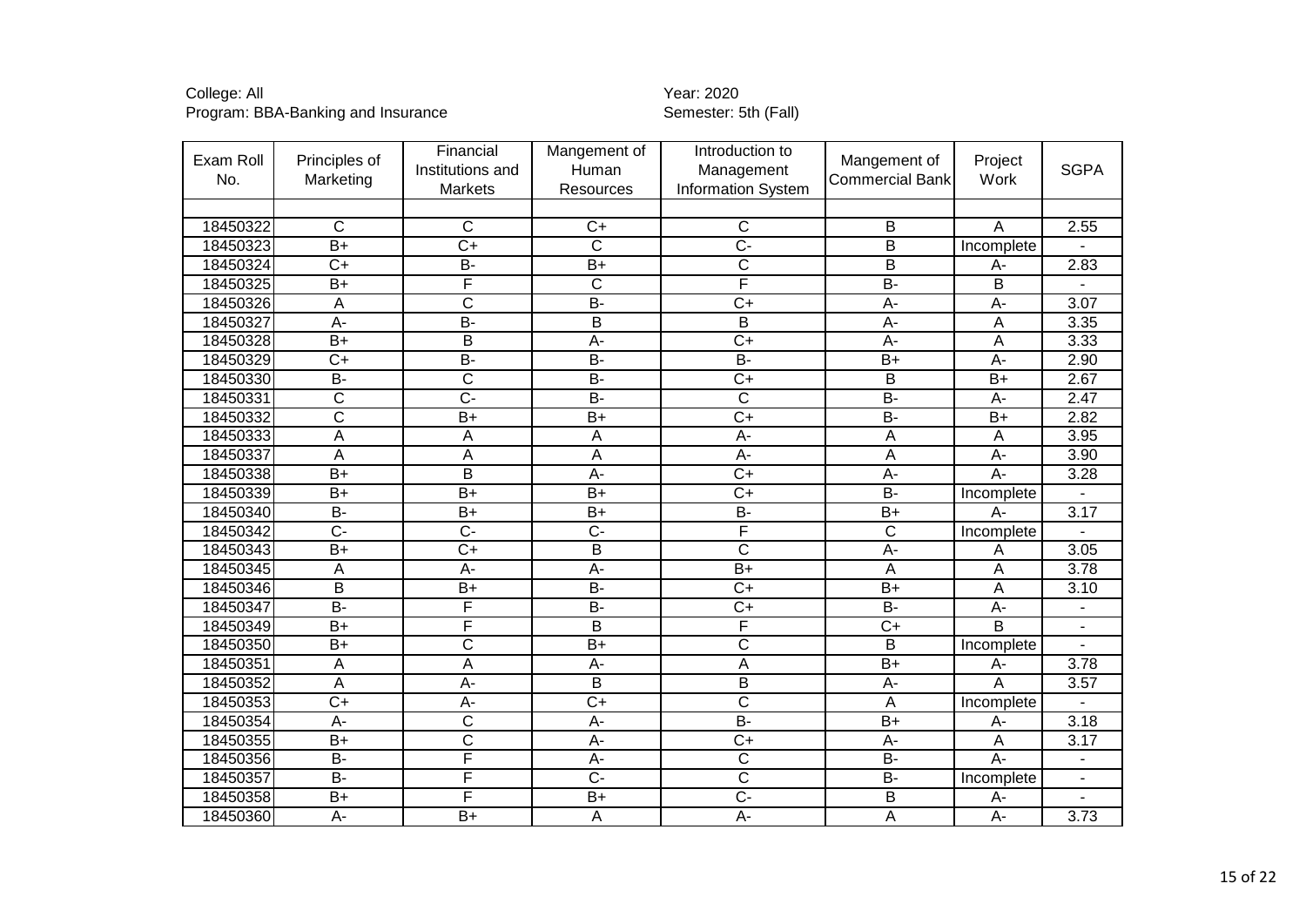College: All
Program: BBA-Banking and Insurance

Year: 2020
Semester: 5th (Fall)

| Exam Roll No. | Principles of Marketing | Financial Institutions and Markets | Mangement of Human Resources | Introduction to Management Information System | Mangement of Commercial Bank | Project Work | SGPA |
|---|---|---|---|---|---|---|---|
| | | | | | | | |
| 18450322 | C | C | C+ | C | B | A | 2.55 |
| 18450323 | B+ | C+ | C | C- | B | Incomplete | - |
| 18450324 | C+ | B- | B+ | C | B | A- | 2.83 |
| 18450325 | B+ | F | C | F | B- | B | - |
| 18450326 | A | C | B- | C+ | A- | A- | 3.07 |
| 18450327 | A- | B- | B | B | A- | A | 3.35 |
| 18450328 | B+ | B | A- | C+ | A- | A | 3.33 |
| 18450329 | C+ | B- | B- | B- | B+ | A- | 2.90 |
| 18450330 | B- | C | B- | C+ | B | B+ | 2.67 |
| 18450331 | C | C- | B- | C | B- | A- | 2.47 |
| 18450332 | C | B+ | B+ | C+ | B- | B+ | 2.82 |
| 18450333 | A | A | A | A- | A | A | 3.95 |
| 18450337 | A | A | A | A- | A | A- | 3.90 |
| 18450338 | B+ | B | A- | C+ | A- | A- | 3.28 |
| 18450339 | B+ | B+ | B+ | C+ | B- | Incomplete | - |
| 18450340 | B- | B+ | B+ | B- | B+ | A- | 3.17 |
| 18450342 | C- | C- | C- | F | C | Incomplete | - |
| 18450343 | B+ | C+ | B | C | A- | A | 3.05 |
| 18450345 | A | A- | A- | B+ | A | A | 3.78 |
| 18450346 | B | B+ | B- | C+ | B+ | A | 3.10 |
| 18450347 | B- | F | B- | C+ | B- | A- | - |
| 18450349 | B+ | F | B | F | C+ | B | - |
| 18450350 | B+ | C | B+ | C | B | Incomplete | - |
| 18450351 | A | A | A- | A | B+ | A- | 3.78 |
| 18450352 | A | A- | B | B | A- | A | 3.57 |
| 18450353 | C+ | A- | C+ | C | A | Incomplete | - |
| 18450354 | A- | C | A- | B- | B+ | A- | 3.18 |
| 18450355 | B+ | C | A- | C+ | A- | A | 3.17 |
| 18450356 | B- | F | A- | C | B- | A- | - |
| 18450357 | B- | F | C- | C | B- | Incomplete | - |
| 18450358 | B+ | F | B+ | C- | B | A- | - |
| 18450360 | A- | B+ | A | A- | A | A- | 3.73 |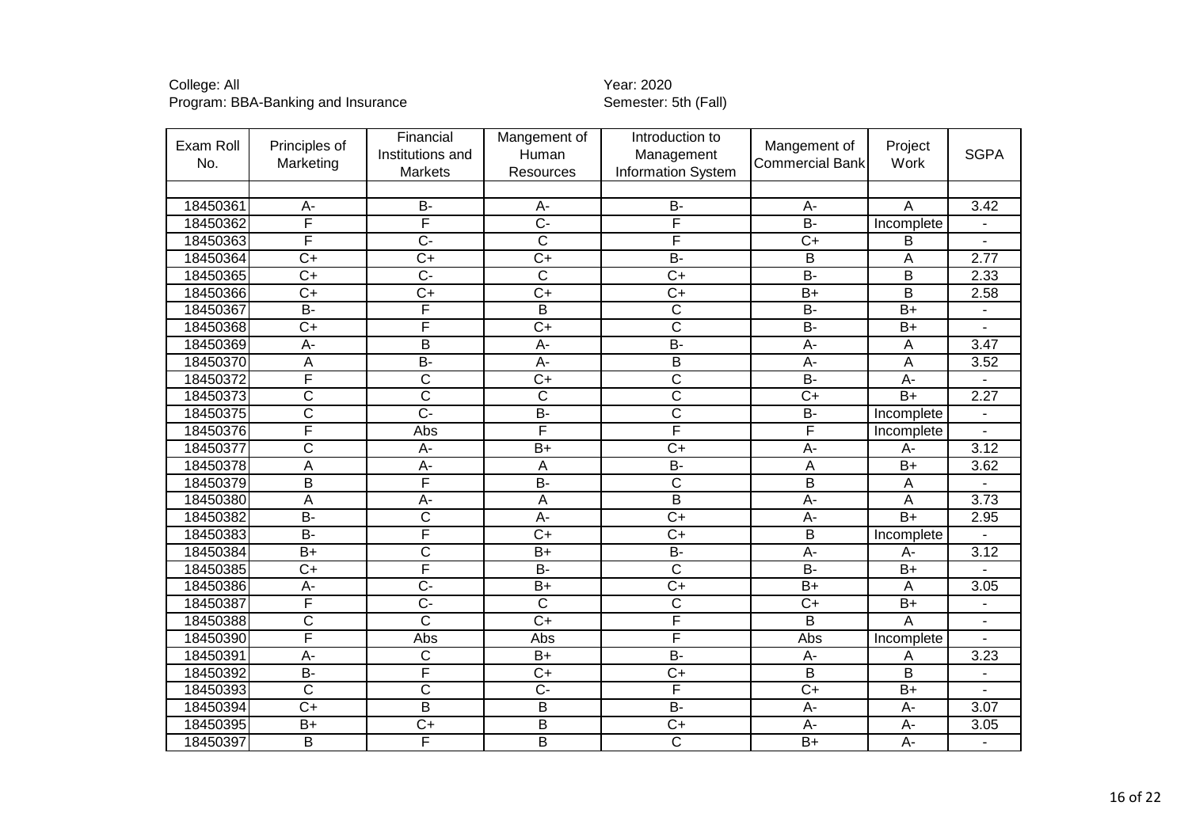College: All
Program: BBA-Banking and Insurance

Year: 2020
Semester: 5th (Fall)

| Exam Roll No. | Principles of Marketing | Financial Institutions and Markets | Mangement of Human Resources | Introduction to Management Information System | Mangement of Commercial Bank | Project Work | SGPA |
|---|---|---|---|---|---|---|---|
| 18450361 | A- | B- | A- | B- | A- | A | 3.42 |
| 18450362 | F | F | C- | F | B- | Incomplete | - |
| 18450363 | F | C- | C | F | C+ | B | - |
| 18450364 | C+ | C+ | C+ | B- | B | A | 2.77 |
| 18450365 | C+ | C- | C | C+ | B- | B | 2.33 |
| 18450366 | C+ | C+ | C+ | C+ | B+ | B | 2.58 |
| 18450367 | B- | F | B | C | B- | B+ | - |
| 18450368 | C+ | F | C+ | C | B- | B+ | - |
| 18450369 | A- | B | A- | B- | A- | A | 3.47 |
| 18450370 | A | B- | A- | B | A- | A | 3.52 |
| 18450372 | F | C | C+ | C | B- | A- | - |
| 18450373 | C | C | C | C | C+ | B+ | 2.27 |
| 18450375 | C | C- | B- | C | B- | Incomplete | - |
| 18450376 | F | Abs | F | F | F | Incomplete | - |
| 18450377 | C | A- | B+ | C+ | A- | A- | 3.12 |
| 18450378 | A | A- | A | B- | A | B+ | 3.62 |
| 18450379 | B | F | B- | C | B | A | - |
| 18450380 | A | A- | A | B | A- | A | 3.73 |
| 18450382 | B- | C | A- | C+ | A- | B+ | 2.95 |
| 18450383 | B- | F | C+ | C+ | B | Incomplete | - |
| 18450384 | B+ | C | B+ | B- | A- | A- | 3.12 |
| 18450385 | C+ | F | B- | C | B- | B+ | - |
| 18450386 | A- | C- | B+ | C+ | B+ | A | 3.05 |
| 18450387 | F | C- | C | C | C+ | B+ | - |
| 18450388 | C | C | C+ | F | B | A | - |
| 18450390 | F | Abs | Abs | F | Abs | Incomplete | - |
| 18450391 | A- | C | B+ | B- | A- | A | 3.23 |
| 18450392 | B- | F | C+ | C+ | B | B | - |
| 18450393 | C | C | C- | F | C+ | B+ | - |
| 18450394 | C+ | B | B | B- | A- | A- | 3.07 |
| 18450395 | B+ | C+ | B | C+ | A- | A- | 3.05 |
| 18450397 | B | F | B | C | B+ | A- | - |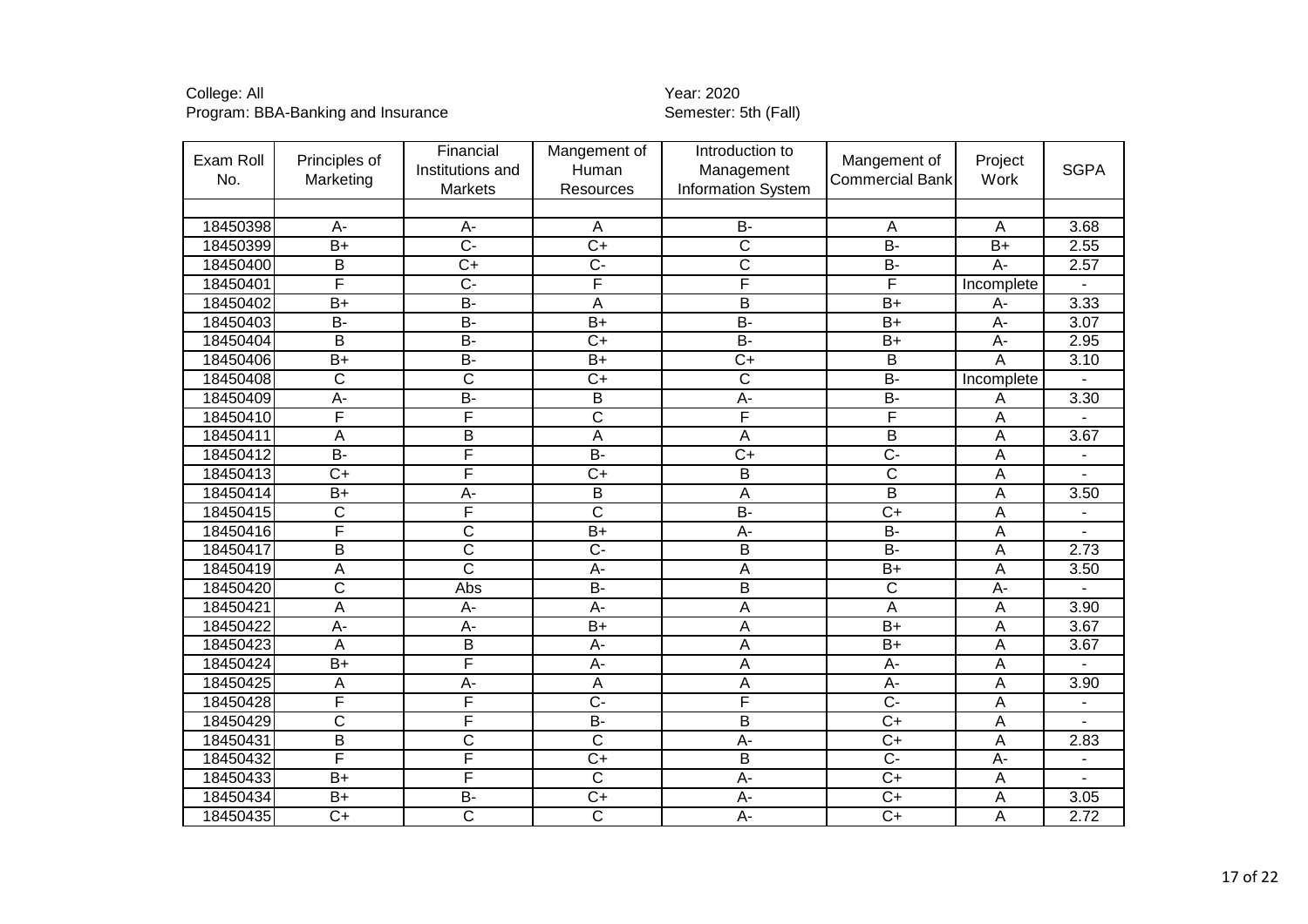College: All
Program: BBA-Banking and Insurance

Year: 2020
Semester: 5th (Fall)

| Exam Roll No. | Principles of Marketing | Financial Institutions and Markets | Mangement of Human Resources | Introduction to Management Information System | Mangement of Commercial Bank | Project Work | SGPA |
|---|---|---|---|---|---|---|---|
| 18450398 | A- | A- | A | B- | A | A | 3.68 |
| 18450399 | B+ | C- | C+ | C | B- | B+ | 2.55 |
| 18450400 | B | C+ | C- | C | B- | A- | 2.57 |
| 18450401 | F | C- | F | F | F | Incomplete | - |
| 18450402 | B+ | B- | A | B | B+ | A- | 3.33 |
| 18450403 | B- | B- | B+ | B- | B+ | A- | 3.07 |
| 18450404 | B | B- | C+ | B- | B+ | A- | 2.95 |
| 18450406 | B+ | B- | B+ | C+ | B | A | 3.10 |
| 18450408 | C | C | C+ | C | B- | Incomplete | - |
| 18450409 | A- | B- | B | A- | B- | A | 3.30 |
| 18450410 | F | F | C | F | F | A | - |
| 18450411 | A | B | A | A | B | A | 3.67 |
| 18450412 | B- | F | B- | C+ | C- | A | - |
| 18450413 | C+ | F | C+ | B | C | A | - |
| 18450414 | B+ | A- | B | A | B | A | 3.50 |
| 18450415 | C | F | C | B- | C+ | A | - |
| 18450416 | F | C | B+ | A- | B- | A | - |
| 18450417 | B | C | C- | B | B- | A | 2.73 |
| 18450419 | A | C | A- | A | B+ | A | 3.50 |
| 18450420 | C | Abs | B- | B | C | A- | - |
| 18450421 | A | A- | A- | A | A | A | 3.90 |
| 18450422 | A- | A- | B+ | A | B+ | A | 3.67 |
| 18450423 | A | B | A- | A | B+ | A | 3.67 |
| 18450424 | B+ | F | A- | A | A- | A | - |
| 18450425 | A | A- | A | A | A- | A | 3.90 |
| 18450428 | F | F | C- | F | C- | A | - |
| 18450429 | C | F | B- | B | C+ | A | - |
| 18450431 | B | C | C | A- | C+ | A | 2.83 |
| 18450432 | F | F | C+ | B | C- | A- | - |
| 18450433 | B+ | F | C | A- | C+ | A | - |
| 18450434 | B+ | B- | C+ | A- | C+ | A | 3.05 |
| 18450435 | C+ | C | C | A- | C+ | A | 2.72 |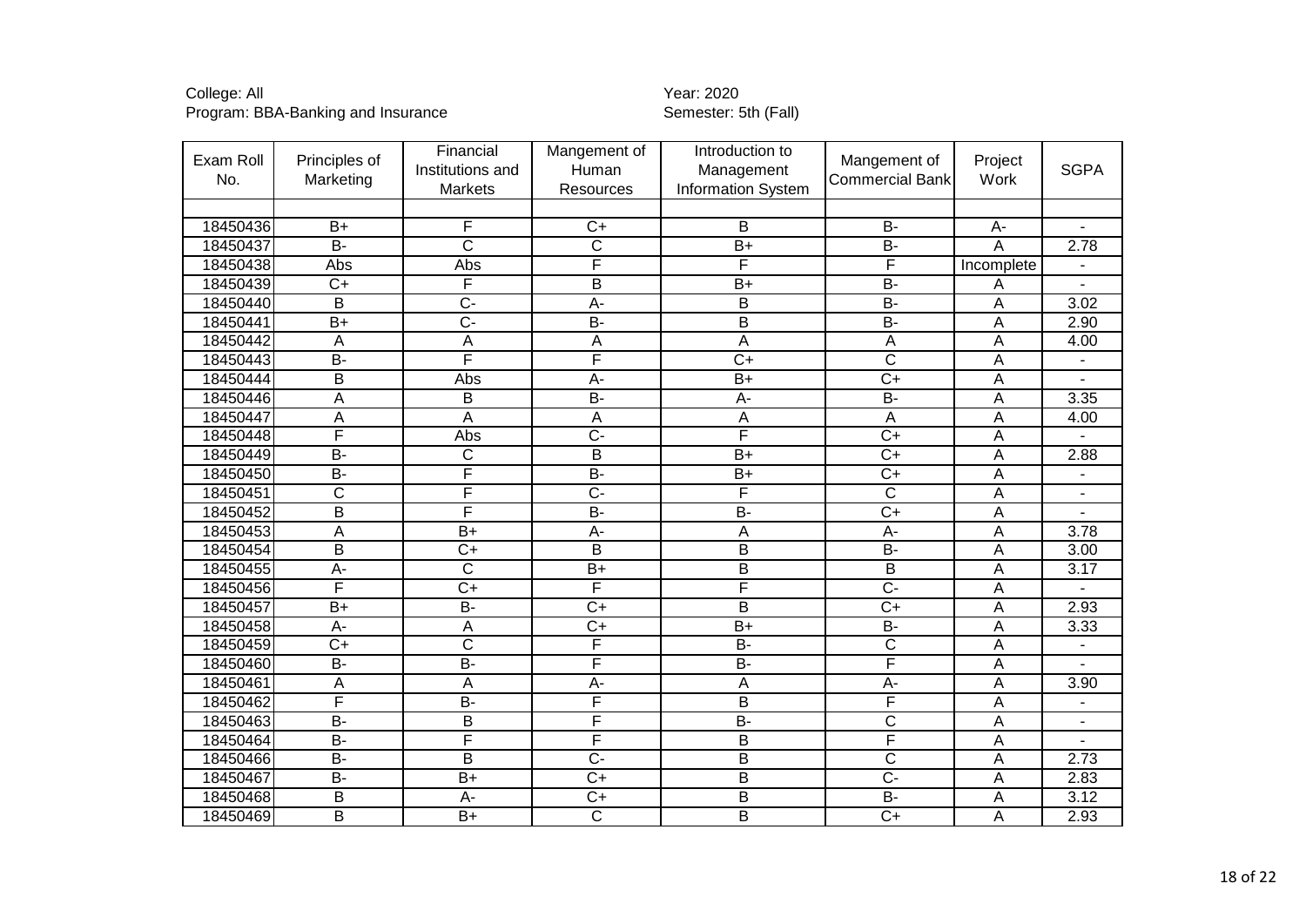College: All
Program: BBA-Banking and Insurance

Year: 2020
Semester: 5th (Fall)

| Exam Roll No. | Principles of Marketing | Financial Institutions and Markets | Mangement of Human Resources | Introduction to Management Information System | Mangement of Commercial Bank | Project Work | SGPA |
|---|---|---|---|---|---|---|---|
| | | | | | | | |
| 18450436 | B+ | F | C+ | B | B- | A- | - |
| 18450437 | B- | C | C | B+ | B- | A | 2.78 |
| 18450438 | Abs | Abs | F | F | F | Incomplete | - |
| 18450439 | C+ | F | B | B+ | B- | A | - |
| 18450440 | B | C- | A- | B | B- | A | 3.02 |
| 18450441 | B+ | C- | B- | B | B- | A | 2.90 |
| 18450442 | A | A | A | A | A | A | 4.00 |
| 18450443 | B- | F | F | C+ | C | A | - |
| 18450444 | B | Abs | A- | B+ | C+ | A | - |
| 18450446 | A | B | B- | A- | B- | A | 3.35 |
| 18450447 | A | A | A | A | A | A | 4.00 |
| 18450448 | F | Abs | C- | F | C+ | A | - |
| 18450449 | B- | C | B | B+ | C+ | A | 2.88 |
| 18450450 | B- | F | B- | B+ | C+ | A | - |
| 18450451 | C | F | C- | F | C | A | - |
| 18450452 | B | F | B- | B- | C+ | A | - |
| 18450453 | A | B+ | A- | A | A- | A | 3.78 |
| 18450454 | B | C+ | B | B | B- | A | 3.00 |
| 18450455 | A- | C | B+ | B | B | A | 3.17 |
| 18450456 | F | C+ | F | F | C- | A | - |
| 18450457 | B+ | B- | C+ | B | C+ | A | 2.93 |
| 18450458 | A- | A | C+ | B+ | B- | A | 3.33 |
| 18450459 | C+ | C | F | B- | C | A | - |
| 18450460 | B- | B- | F | B- | F | A | - |
| 18450461 | A | A | A- | A | A- | A | 3.90 |
| 18450462 | F | B- | F | B | F | A | - |
| 18450463 | B- | B | F | B- | C | A | - |
| 18450464 | B- | F | F | B | F | A | - |
| 18450466 | B- | B | C- | B | C | A | 2.73 |
| 18450467 | B- | B+ | C+ | B | C- | A | 2.83 |
| 18450468 | B | A- | C+ | B | B- | A | 3.12 |
| 18450469 | B | B+ | C | B | C+ | A | 2.93 |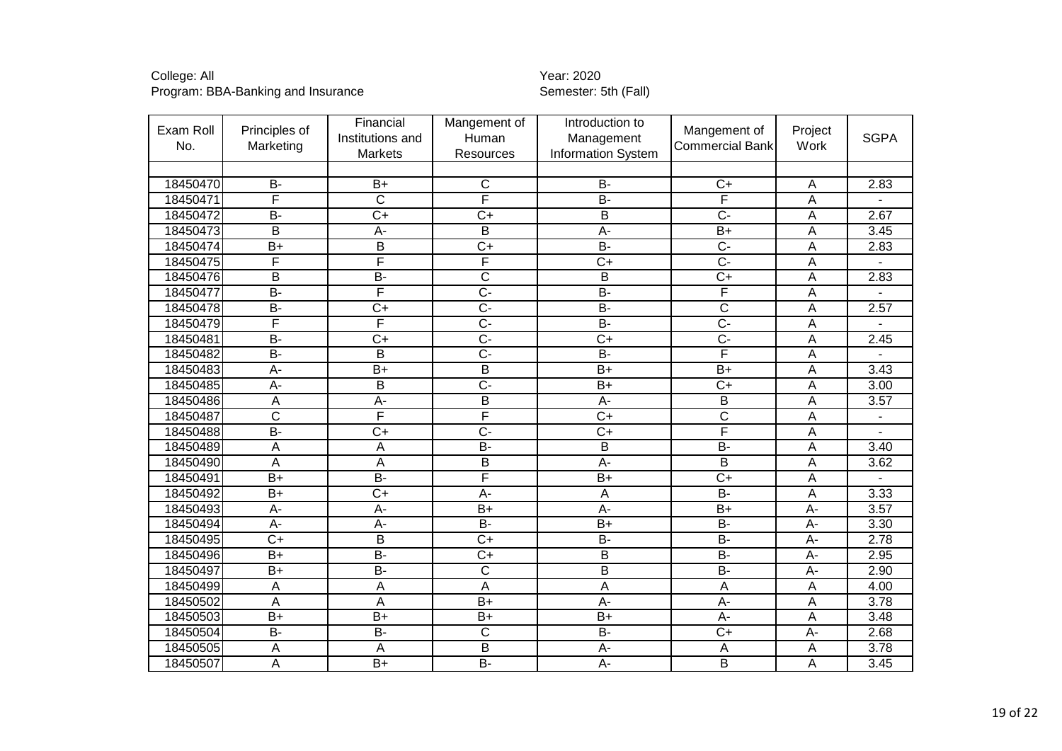College: All
Program: BBA-Banking and Insurance

Year: 2020
Semester: 5th (Fall)

| Exam Roll No. | Principles of Marketing | Financial Institutions and Markets | Mangement of Human Resources | Introduction to Management Information System | Mangement of Commercial Bank | Project Work | SGPA |
|---|---|---|---|---|---|---|---|
| | | | | | | | |
| 18450470 | B- | B+ | C | B- | C+ | A | 2.83 |
| 18450471 | F | C | F | B- | F | A | - |
| 18450472 | B- | C+ | C+ | B | C- | A | 2.67 |
| 18450473 | B | A- | B | A- | B+ | A | 3.45 |
| 18450474 | B+ | B | C+ | B- | C- | A | 2.83 |
| 18450475 | F | F | F | C+ | C- | A | - |
| 18450476 | B | B- | C | B | C+ | A | 2.83 |
| 18450477 | B- | F | C- | B- | F | A | - |
| 18450478 | B- | C+ | C- | B- | C | A | 2.57 |
| 18450479 | F | F | C- | B- | C- | A | - |
| 18450481 | B- | C+ | C- | C+ | C- | A | 2.45 |
| 18450482 | B- | B | C- | B- | F | A | - |
| 18450483 | A- | B+ | B | B+ | B+ | A | 3.43 |
| 18450485 | A- | B | C- | B+ | C+ | A | 3.00 |
| 18450486 | A | A- | B | A- | B | A | 3.57 |
| 18450487 | C | F | F | C+ | C | A | - |
| 18450488 | B- | C+ | C- | C+ | F | A | - |
| 18450489 | A | A | B- | B | B- | A | 3.40 |
| 18450490 | A | A | B | A- | B | A | 3.62 |
| 18450491 | B+ | B- | F | B+ | C+ | A | - |
| 18450492 | B+ | C+ | A- | A | B- | A | 3.33 |
| 18450493 | A- | A- | B+ | A- | B+ | A- | 3.57 |
| 18450494 | A- | A- | B- | B+ | B- | A- | 3.30 |
| 18450495 | C+ | B | C+ | B- | B- | A- | 2.78 |
| 18450496 | B+ | B- | C+ | B | B- | A- | 2.95 |
| 18450497 | B+ | B- | C | B | B- | A- | 2.90 |
| 18450499 | A | A | A | A | A | A | 4.00 |
| 18450502 | A | A | B+ | A- | A- | A | 3.78 |
| 18450503 | B+ | B+ | B+ | B+ | A- | A | 3.48 |
| 18450504 | B- | B- | C | B- | C+ | A- | 2.68 |
| 18450505 | A | A | B | A- | A | A | 3.78 |
| 18450507 | A | B+ | B- | A- | B | A | 3.45 |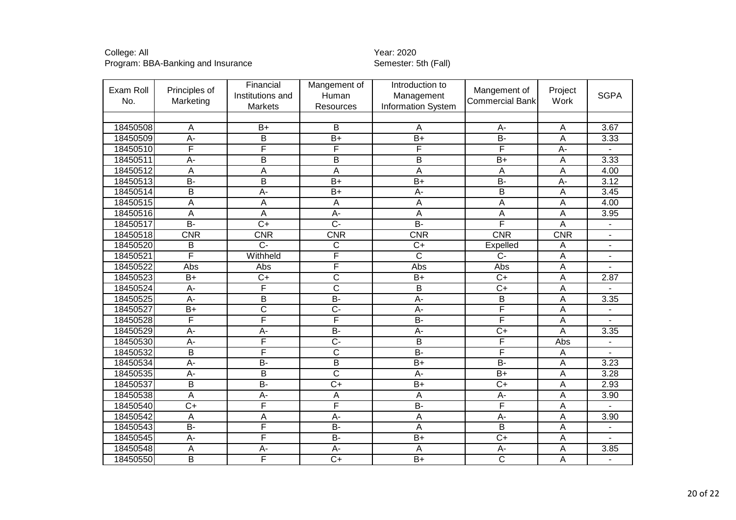College: All
Program: BBA-Banking and Insurance

Year: 2020
Semester: 5th (Fall)

| Exam Roll No. | Principles of Marketing | Financial Institutions and Markets | Mangement of Human Resources | Introduction to Management Information System | Mangement of Commercial Bank | Project Work | SGPA |
|---|---|---|---|---|---|---|---|
| | | | | | | | |
| 18450508 | A | B+ | B | A | A- | A | 3.67 |
| 18450509 | A- | B | B+ | B+ | B- | A | 3.33 |
| 18450510 | F | F | F | F | F | A- | - |
| 18450511 | A- | B | B | B | B+ | A | 3.33 |
| 18450512 | A | A | A | A | A | A | 4.00 |
| 18450513 | B- | B | B+ | B+ | B- | A- | 3.12 |
| 18450514 | B | A- | B+ | A- | B | A | 3.45 |
| 18450515 | A | A | A | A | A | A | 4.00 |
| 18450516 | A | A | A- | A | A | A | 3.95 |
| 18450517 | B- | C+ | C- | B- | F | A | - |
| 18450518 | CNR | CNR | CNR | CNR | CNR | CNR | - |
| 18450520 | B | C- | C | C+ | Expelled | A | - |
| 18450521 | F | Withheld | F | C | C- | A | - |
| 18450522 | Abs | Abs | F | Abs | Abs | A | - |
| 18450523 | B+ | C+ | C | B+ | C+ | A | 2.87 |
| 18450524 | A- | F | C | B | C+ | A | - |
| 18450525 | A- | B | B- | A- | B | A | 3.35 |
| 18450527 | B+ | C | C- | A- | F | A | - |
| 18450528 | F | F | F | B- | F | A | - |
| 18450529 | A- | A- | B- | A- | C+ | A | 3.35 |
| 18450530 | A- | F | C- | B | F | Abs | - |
| 18450532 | B | F | C | B- | F | A | - |
| 18450534 | A- | B- | B | B+ | B- | A | 3.23 |
| 18450535 | A- | B | C | A- | B+ | A | 3.28 |
| 18450537 | B | B- | C+ | B+ | C+ | A | 2.93 |
| 18450538 | A | A- | A | A | A- | A | 3.90 |
| 18450540 | C+ | F | F | B- | F | A | - |
| 18450542 | A | A | A- | A | A- | A | 3.90 |
| 18450543 | B- | F | B- | A | B | A | - |
| 18450545 | A- | F | B- | B+ | C+ | A | - |
| 18450548 | A | A- | A- | A | A- | A | 3.85 |
| 18450550 | B | F | C+ | B+ | C | A | - |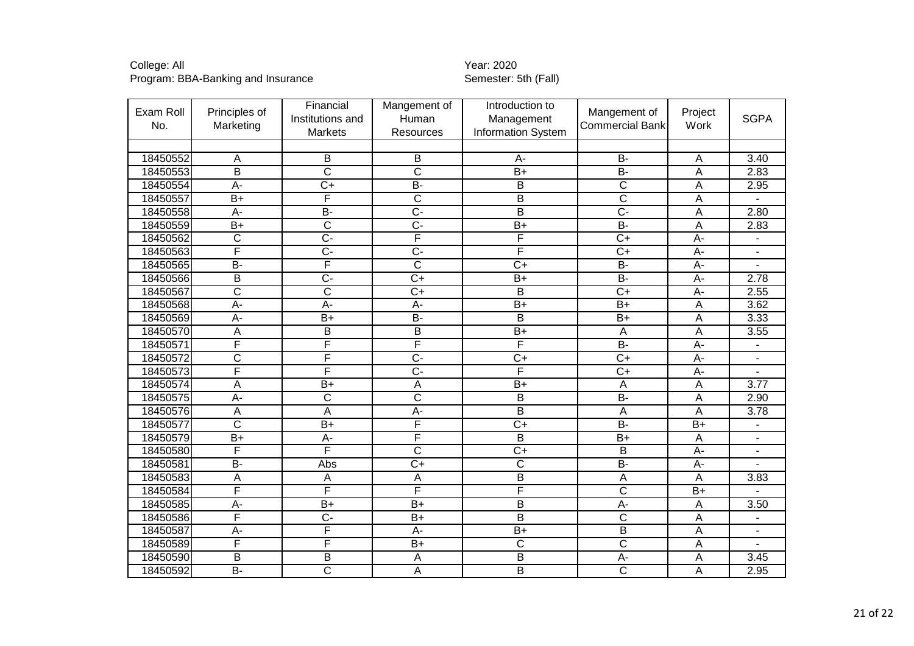College: All
Program: BBA-Banking and Insurance

Year: 2020
Semester: 5th (Fall)

| Exam Roll No. | Principles of Marketing | Financial Institutions and Markets | Mangement of Human Resources | Introduction to Management Information System | Mangement of Commercial Bank | Project Work | SGPA |
|---|---|---|---|---|---|---|---|
| | | | | | | | |
| 18450552 | A | B | B | A- | B- | A | 3.40 |
| 18450553 | B | C | C | B+ | B- | A | 2.83 |
| 18450554 | A- | C+ | B- | B | C | A | 2.95 |
| 18450557 | B+ | F | C | B | C | A | - |
| 18450558 | A- | B- | C- | B | C- | A | 2.80 |
| 18450559 | B+ | C | C- | B+ | B- | A | 2.83 |
| 18450562 | C | C- | F | F | C+ | A- | - |
| 18450563 | F | C- | C- | F | C+ | A- | - |
| 18450565 | B- | F | C | C+ | B- | A- | - |
| 18450566 | B | C- | C+ | B+ | B- | A- | 2.78 |
| 18450567 | C | C | C+ | B | C+ | A- | 2.55 |
| 18450568 | A- | A- | A- | B+ | B+ | A | 3.62 |
| 18450569 | A- | B+ | B- | B | B+ | A | 3.33 |
| 18450570 | A | B | B | B+ | A | A | 3.55 |
| 18450571 | F | F | F | F | B- | A- | - |
| 18450572 | C | F | C- | C+ | C+ | A- | - |
| 18450573 | F | F | C- | F | C+ | A- | - |
| 18450574 | A | B+ | A | B+ | A | A | 3.77 |
| 18450575 | A- | C | C | B | B- | A | 2.90 |
| 18450576 | A | A | A- | B | A | A | 3.78 |
| 18450577 | C | B+ | F | C+ | B- | B+ | - |
| 18450579 | B+ | A- | F | B | B+ | A | - |
| 18450580 | F | F | C | C+ | B | A- | - |
| 18450581 | B- | Abs | C+ | C | B- | A- | - |
| 18450583 | A | A | A | B | A | A | 3.83 |
| 18450584 | F | F | F | F | C | B+ | - |
| 18450585 | A- | B+ | B+ | B | A- | A | 3.50 |
| 18450586 | F | C- | B+ | B | C | A | - |
| 18450587 | A- | F | A- | B+ | B | A | - |
| 18450589 | F | F | B+ | C | C | A | - |
| 18450590 | B | B | A | B | A- | A | 3.45 |
| 18450592 | B- | C | A | B | C | A | 2.95 |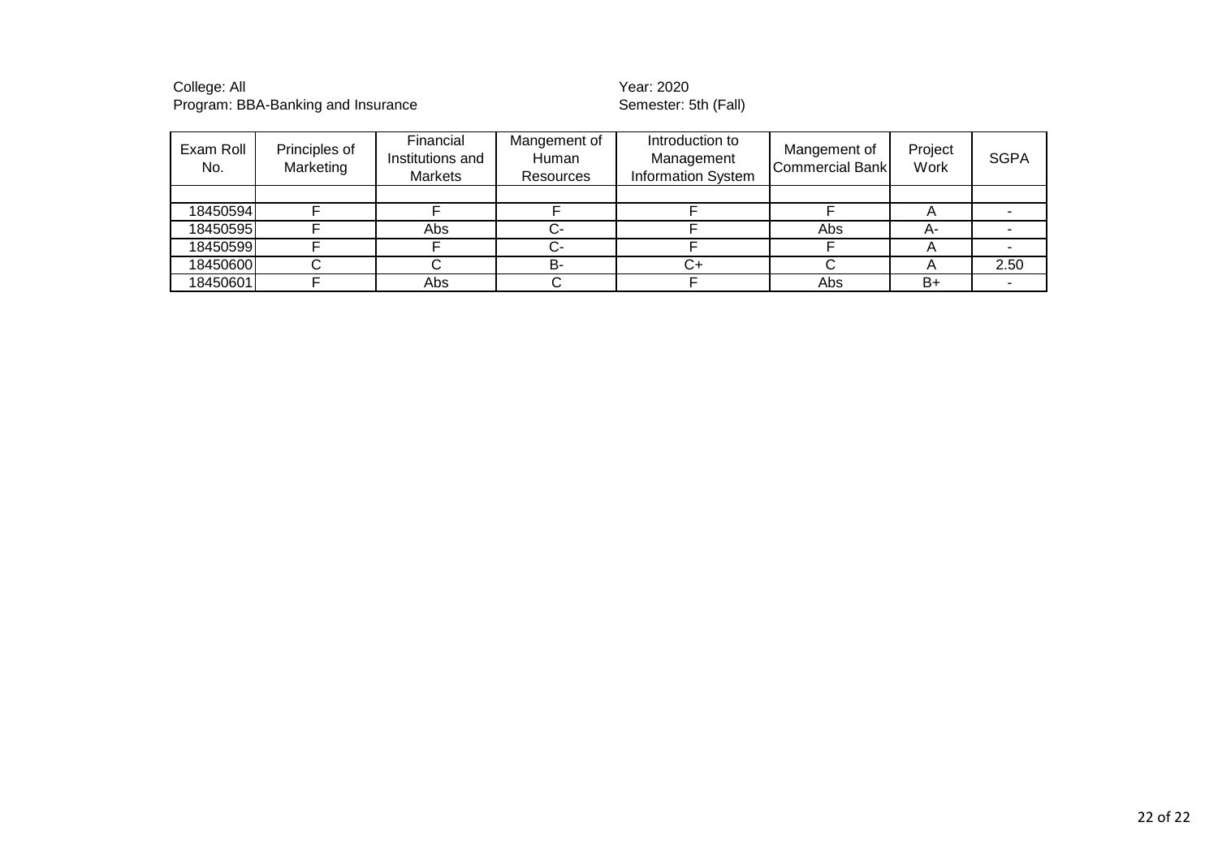College: All
Program: BBA-Banking and Insurance

Year: 2020
Semester: 5th (Fall)

| Exam Roll No. | Principles of Marketing | Financial Institutions and Markets | Mangement of Human Resources | Introduction to Management Information System | Mangement of Commercial Bank | Project Work | SGPA |
|---|---|---|---|---|---|---|---|
| | | | | | | | |
| 18450594 | F | F | F | F | F | A | - |
| 18450595 | F | Abs | C- | F | Abs | A- | - |
| 18450599 | F | F | C- | F | F | A | - |
| 18450600 | C | C | B- | C+ | C | A | 2.50 |
| 18450601 | F | Abs | C | F | Abs | B+ | - |